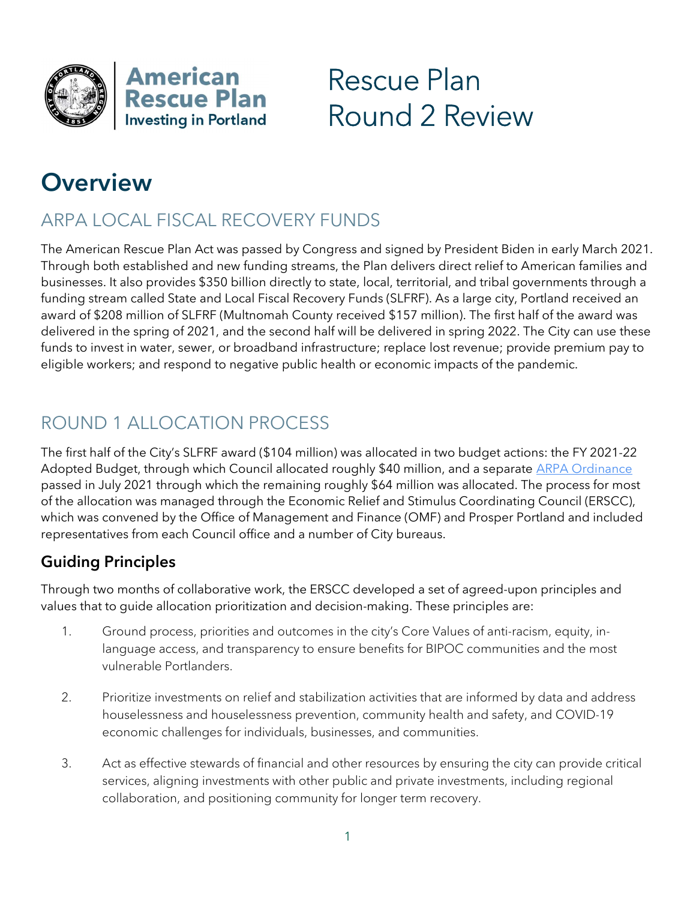American Rescue Plan
Investing in Portland

# Rescue Plan Round 2 Review

# Overview

## ARPA LOCAL FISCAL RECOVERY FUNDS

The American Rescue Plan Act was passed by Congress and signed by President Biden in early March 2021. Through both established and new funding streams, the Plan delivers direct relief to American families and businesses. It also provides $350 billion directly to state, local, territorial, and tribal governments through a funding stream called State and Local Fiscal Recovery Funds (SLFRF). As a large city, Portland received an award of $208 million of SLFRF (Multnomah County received $157 million). The first half of the award was delivered in the spring of 2021, and the second half will be delivered in spring 2022. The City can use these funds to invest in water, sewer, or broadband infrastructure; replace lost revenue; provide premium pay to eligible workers; and respond to negative public health or economic impacts of the pandemic.

## ROUND 1 ALLOCATION PROCESS

The first half of the City's SLFRF award ($104 million) was allocated in two budget actions: the FY 2021-22 Adopted Budget, through which Council allocated roughly $40 million, and a separate ARPA Ordinance passed in July 2021 through which the remaining roughly $64 million was allocated. The process for most of the allocation was managed through the Economic Relief and Stimulus Coordinating Council (ERSCC), which was convened by the Office of Management and Finance (OMF) and Prosper Portland and included representatives from each Council office and a number of City bureaus.

### Guiding Principles

Through two months of collaborative work, the ERSCC developed a set of agreed-upon principles and values that to guide allocation prioritization and decision-making. These principles are:

1. Ground process, priorities and outcomes in the city's Core Values of anti-racism, equity, in-language access, and transparency to ensure benefits for BIPOC communities and the most vulnerable Portlanders.

2. Prioritize investments on relief and stabilization activities that are informed by data and address houselessness and houselessness prevention, community health and safety, and COVID-19 economic challenges for individuals, businesses, and communities.

3. Act as effective stewards of financial and other resources by ensuring the city can provide critical services, aligning investments with other public and private investments, including regional collaboration, and positioning community for longer term recovery.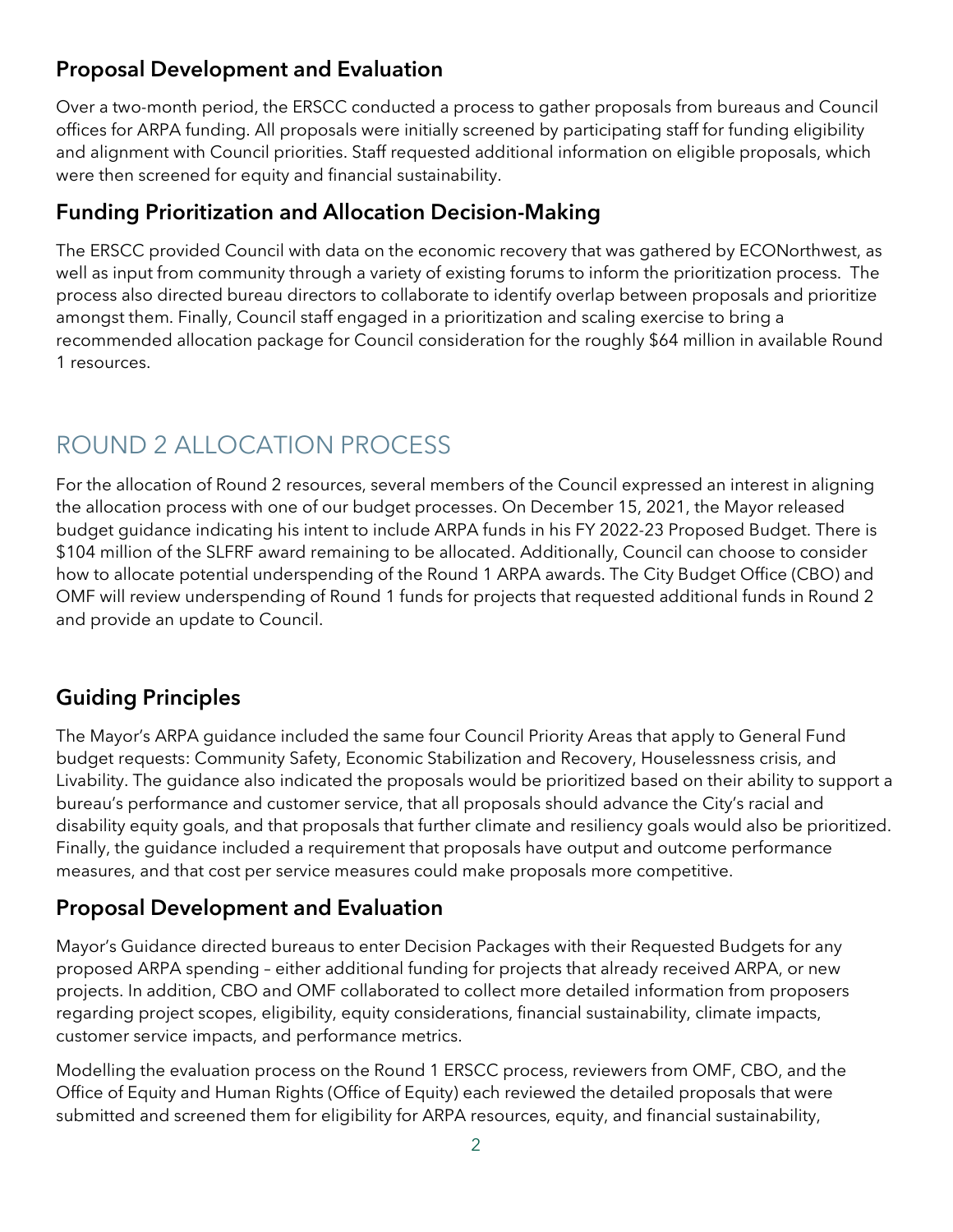### Proposal Development and Evaluation

Over a two-month period, the ERSCC conducted a process to gather proposals from bureaus and Council offices for ARPA funding. All proposals were initially screened by participating staff for funding eligibility and alignment with Council priorities. Staff requested additional information on eligible proposals, which were then screened for equity and financial sustainability.

### Funding Prioritization and Allocation Decision-Making

The ERSCC provided Council with data on the economic recovery that was gathered by ECONorthwest, as well as input from community through a variety of existing forums to inform the prioritization process. The process also directed bureau directors to collaborate to identify overlap between proposals and prioritize amongst them. Finally, Council staff engaged in a prioritization and scaling exercise to bring a recommended allocation package for Council consideration for the roughly $64 million in available Round 1 resources.

## ROUND 2 ALLOCATION PROCESS

For the allocation of Round 2 resources, several members of the Council expressed an interest in aligning the allocation process with one of our budget processes. On December 15, 2021, the Mayor released budget guidance indicating his intent to include ARPA funds in his FY 2022-23 Proposed Budget. There is $104 million of the SLFRF award remaining to be allocated. Additionally, Council can choose to consider how to allocate potential underspending of the Round 1 ARPA awards. The City Budget Office (CBO) and OMF will review underspending of Round 1 funds for projects that requested additional funds in Round 2 and provide an update to Council.

### Guiding Principles

The Mayor's ARPA guidance included the same four Council Priority Areas that apply to General Fund budget requests: Community Safety, Economic Stabilization and Recovery, Houselessness crisis, and Livability. The guidance also indicated the proposals would be prioritized based on their ability to support a bureau's performance and customer service, that all proposals should advance the City's racial and disability equity goals, and that proposals that further climate and resiliency goals would also be prioritized. Finally, the guidance included a requirement that proposals have output and outcome performance measures, and that cost per service measures could make proposals more competitive.

### Proposal Development and Evaluation

Mayor's Guidance directed bureaus to enter Decision Packages with their Requested Budgets for any proposed ARPA spending – either additional funding for projects that already received ARPA, or new projects. In addition, CBO and OMF collaborated to collect more detailed information from proposers regarding project scopes, eligibility, equity considerations, financial sustainability, climate impacts, customer service impacts, and performance metrics.

Modelling the evaluation process on the Round 1 ERSCC process, reviewers from OMF, CBO, and the Office of Equity and Human Rights (Office of Equity) each reviewed the detailed proposals that were submitted and screened them for eligibility for ARPA resources, equity, and financial sustainability,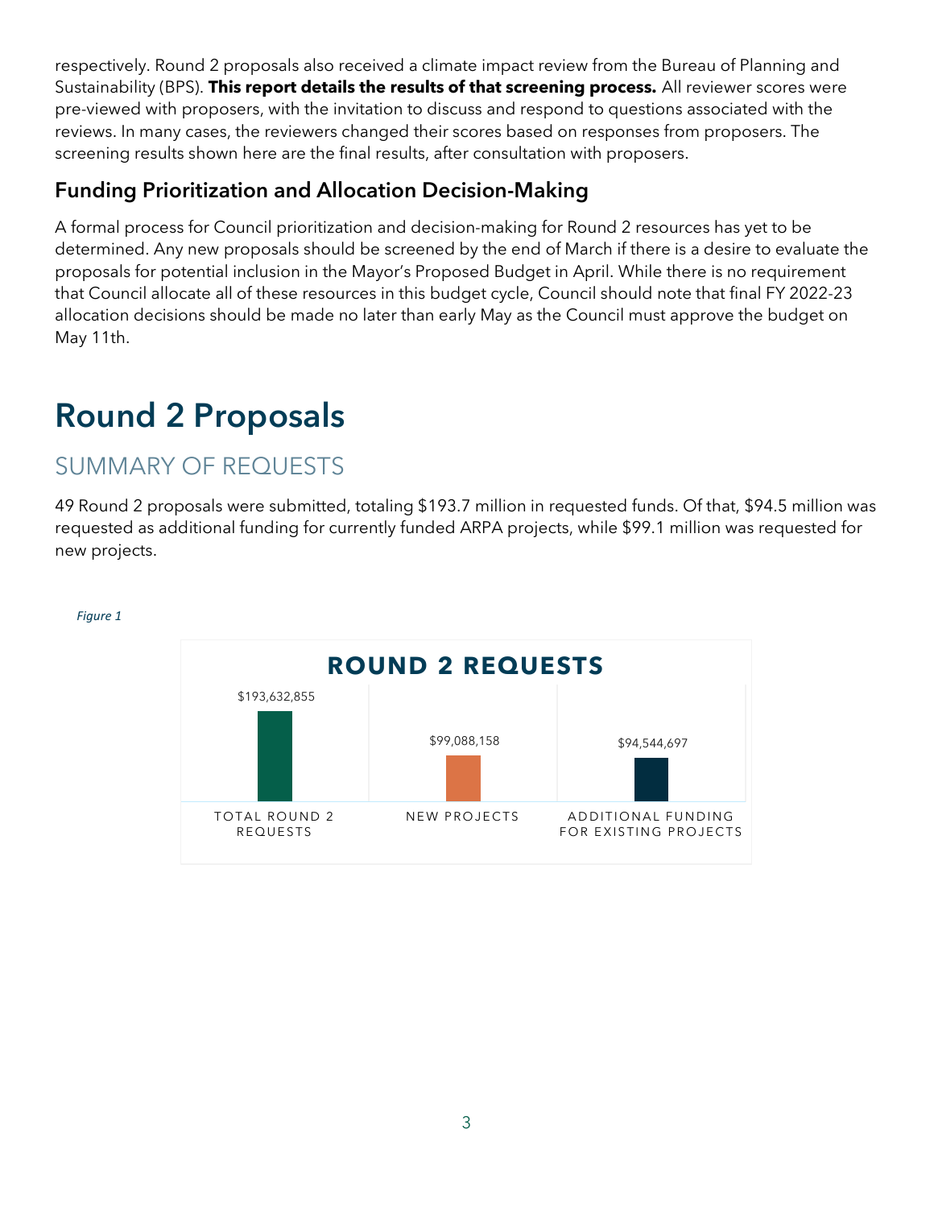respectively. Round 2 proposals also received a climate impact review from the Bureau of Planning and Sustainability (BPS). **This report details the results of that screening process.** All reviewer scores were pre-viewed with proposers, with the invitation to discuss and respond to questions associated with the reviews. In many cases, the reviewers changed their scores based on responses from proposers. The screening results shown here are the final results, after consultation with proposers.

## Funding Prioritization and Allocation Decision-Making

A formal process for Council prioritization and decision-making for Round 2 resources has yet to be determined. Any new proposals should be screened by the end of March if there is a desire to evaluate the proposals for potential inclusion in the Mayor's Proposed Budget in April. While there is no requirement that Council allocate all of these resources in this budget cycle, Council should note that final FY 2022-23 allocation decisions should be made no later than early May as the Council must approve the budget on May 11th.

# Round 2 Proposals

## SUMMARY OF REQUESTS

49 Round 2 proposals were submitted, totaling $193.7 million in requested funds. Of that, $94.5 million was requested as additional funding for currently funded ARPA projects, while $99.1 million was requested for new projects.

*Figure 1*

**ROUND 2 REQUESTS**

| TOTAL ROUND 2 REQUESTS | NEW PROJECTS | ADDITIONAL FUNDING FOR EXISTING PROJECTS |
| --- | --- | --- |
| $193,632,855 | $99,088,158 | $94,544,697 |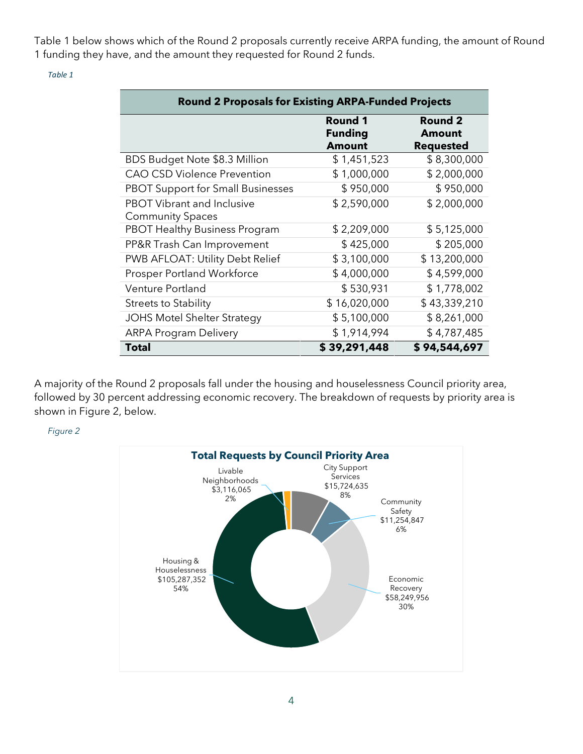Table 1 below shows which of the Round 2 proposals currently receive ARPA funding, the amount of Round 1 funding they have, and the amount they requested for Round 2 funds.

*Table 1*

| Round 2 Proposals for Existing ARPA-Funded Projects | | |
|---|---|---|
| | **Round 1 Funding Amount** | **Round 2 Amount Requested** |
| BDS Budget Note $8.3 Million | $ 1,451,523 | $ 8,300,000 |
| CAO CSD Violence Prevention | $ 1,000,000 | $ 2,000,000 |
| PBOT Support for Small Businesses | $ 950,000 | $ 950,000 |
| PBOT Vibrant and Inclusive Community Spaces | $ 2,590,000 | $ 2,000,000 |
| PBOT Healthy Business Program | $ 2,209,000 | $ 5,125,000 |
| PP&R Trash Can Improvement | $ 425,000 | $ 205,000 |
| PWB AFLOAT: Utility Debt Relief | $ 3,100,000 | $ 13,200,000 |
| Prosper Portland Workforce | $ 4,000,000 | $ 4,599,000 |
| Venture Portland | $ 530,931 | $ 1,778,002 |
| Streets to Stability | $ 16,020,000 | $ 43,339,210 |
| JOHS Motel Shelter Strategy | $ 5,100,000 | $ 8,261,000 |
| ARPA Program Delivery | $ 1,914,994 | $ 4,787,485 |
| **Total** | **$ 39,291,448** | **$ 94,544,697** |

A majority of the Round 2 proposals fall under the housing and houselessness Council priority area, followed by 30 percent addressing economic recovery. The breakdown of requests by priority area is shown in Figure 2, below.

*Figure 2*

**Total Requests by Council Priority Area**

| Council Priority Area | Amount | Percent |
|---|---|---|
| Livable Neighborhoods | $3,116,065 | 2% |
| City Support Services | $15,724,635 | 8% |
| Community Safety | $11,254,847 | 6% |
| Economic Recovery | $58,249,956 | 30% |
| Housing & Houselessness | $105,287,352 | 54% |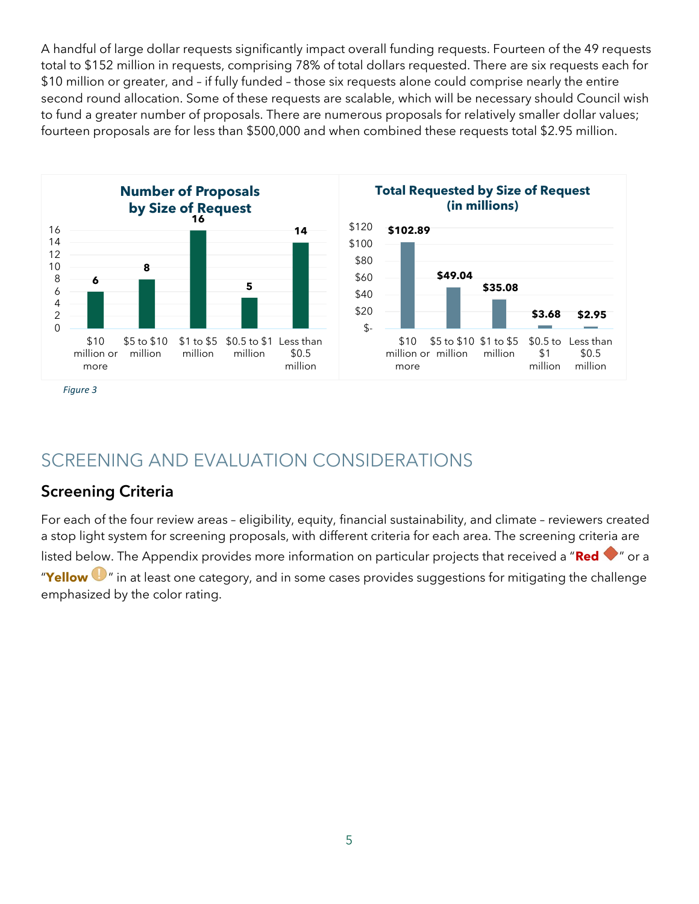A handful of large dollar requests significantly impact overall funding requests. Fourteen of the 49 requests total to $152 million in requests, comprising 78% of total dollars requested. There are six requests each for $10 million or greater, and – if fully funded – those six requests alone could comprise nearly the entire second round allocation. Some of these requests are scalable, which will be necessary should Council wish to fund a greater number of proposals. There are numerous proposals for relatively smaller dollar values; fourteen proposals are for less than $500,000 and when combined these requests total $2.95 million.

**Number of Proposals by Size of Request**

| Size of Request | Number of Proposals |
|---|---|
| $10 million or more | 6 |
| $5 to $10 million | 8 |
| $1 to $5 million | 16 |
| $0.5 to $1 million | 5 |
| Less than $0.5 million | 14 |

**Total Requested by Size of Request (in millions)**

| Size of Request | Total Requested |
|---|---|
| $10 million or more | $102.89 |
| $5 to $10 million | $49.04 |
| $1 to $5 million | $35.08 |
| $0.5 to $1 million | $3.68 |
| Less than $0.5 million | $2.95 |

*Figure 3*

# SCREENING AND EVALUATION CONSIDERATIONS

## Screening Criteria

For each of the four review areas – eligibility, equity, financial sustainability, and climate – reviewers created a stop light system for screening proposals, with different criteria for each area. The screening criteria are listed below. The Appendix provides more information on particular projects that received a "**Red** ◆" or a "**Yellow** !" in at least one category, and in some cases provides suggestions for mitigating the challenge emphasized by the color rating.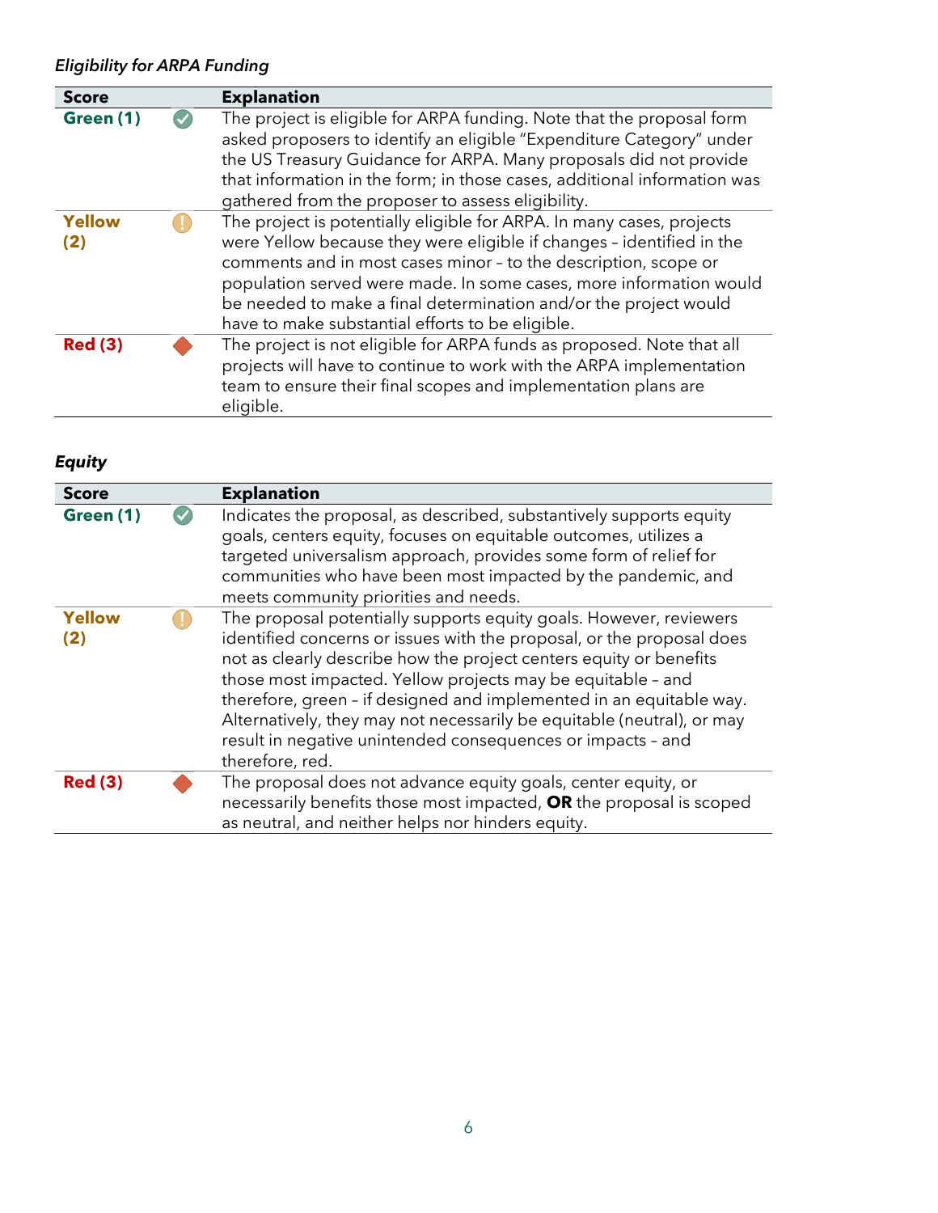*Eligibility for ARPA Funding*

| Score | | Explanation |
|---|---|---|
| Green (1) | ✓ | The project is eligible for ARPA funding. Note that the proposal form asked proposers to identify an eligible "Expenditure Category" under the US Treasury Guidance for ARPA. Many proposals did not provide that information in the form; in those cases, additional information was gathered from the proposer to assess eligibility. |
| Yellow (2) | ! | The project is potentially eligible for ARPA. In many cases, projects were Yellow because they were eligible if changes – identified in the comments and in most cases minor – to the description, scope or population served were made. In some cases, more information would be needed to make a final determination and/or the project would have to make substantial efforts to be eligible. |
| Red (3) | ◆ | The project is not eligible for ARPA funds as proposed. Note that all projects will have to continue to work with the ARPA implementation team to ensure their final scopes and implementation plans are eligible. |

*Equity*

| Score | | Explanation |
|---|---|---|
| Green (1) | ✓ | Indicates the proposal, as described, substantively supports equity goals, centers equity, focuses on equitable outcomes, utilizes a targeted universalism approach, provides some form of relief for communities who have been most impacted by the pandemic, and meets community priorities and needs. |
| Yellow (2) | ! | The proposal potentially supports equity goals. However, reviewers identified concerns or issues with the proposal, or the proposal does not as clearly describe how the project centers equity or benefits those most impacted. Yellow projects may be equitable – and therefore, green – if designed and implemented in an equitable way. Alternatively, they may not necessarily be equitable (neutral), or may result in negative unintended consequences or impacts – and therefore, red. |
| Red (3) | ◆ | The proposal does not advance equity goals, center equity, or necessarily benefits those most impacted, **OR** the proposal is scoped as neutral, and neither helps nor hinders equity. |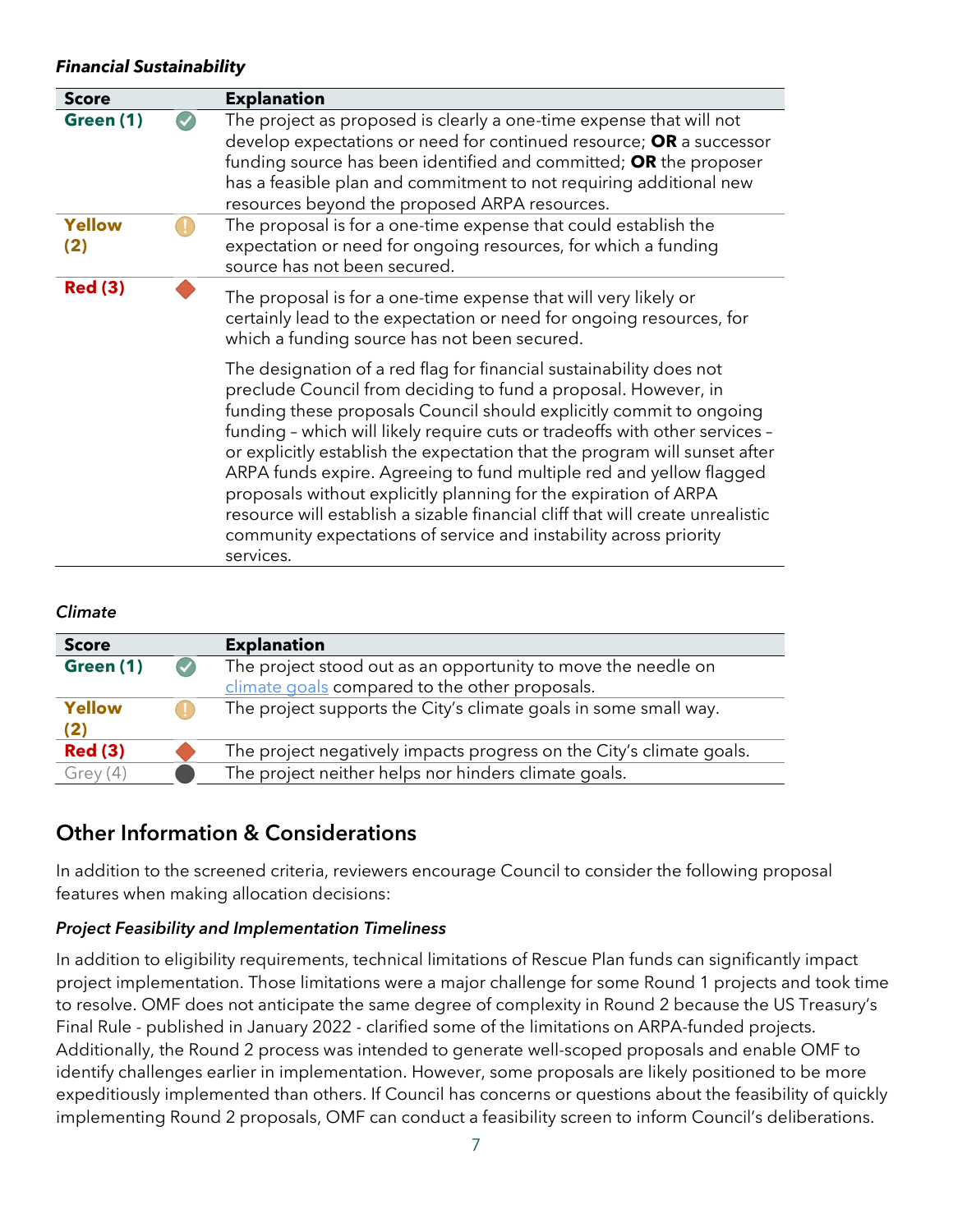*Financial Sustainability*

| Score | | Explanation |
|---|---|---|
| **Green (1)** | ✔ | The project as proposed is clearly a one-time expense that will not develop expectations or need for continued resource; **OR** a successor funding source has been identified and committed; **OR** the proposer has a feasible plan and commitment to not requiring additional new resources beyond the proposed ARPA resources. |
| **Yellow (2)** | ! | The proposal is for a one-time expense that could establish the expectation or need for ongoing resources, for which a funding source has not been secured. |
| **Red (3)** | ◆ | The proposal is for a one-time expense that will very likely or certainly lead to the expectation or need for ongoing resources, for which a funding source has not been secured.<br><br>The designation of a red flag for financial sustainability does not preclude Council from deciding to fund a proposal. However, in funding these proposals Council should explicitly commit to ongoing funding – which will likely require cuts or tradeoffs with other services – or explicitly establish the expectation that the program will sunset after ARPA funds expire. Agreeing to fund multiple red and yellow flagged proposals without explicitly planning for the expiration of ARPA resource will establish a sizable financial cliff that will create unrealistic community expectations of service and instability across priority services. |

*Climate*

| Score | | Explanation |
|---|---|---|
| **Green (1)** | ✔ | The project stood out as an opportunity to move the needle on climate goals compared to the other proposals. |
| **Yellow (2)** | ! | The project supports the City's climate goals in some small way. |
| **Red (3)** | ◆ | The project negatively impacts progress on the City's climate goals. |
| Grey (4) | ● | The project neither helps nor hinders climate goals. |

## Other Information & Considerations

In addition to the screened criteria, reviewers encourage Council to consider the following proposal features when making allocation decisions:

*Project Feasibility and Implementation Timeliness*

In addition to eligibility requirements, technical limitations of Rescue Plan funds can significantly impact project implementation. Those limitations were a major challenge for some Round 1 projects and took time to resolve. OMF does not anticipate the same degree of complexity in Round 2 because the US Treasury's Final Rule - published in January 2022 - clarified some of the limitations on ARPA-funded projects. Additionally, the Round 2 process was intended to generate well-scoped proposals and enable OMF to identify challenges earlier in implementation. However, some proposals are likely positioned to be more expeditiously implemented than others. If Council has concerns or questions about the feasibility of quickly implementing Round 2 proposals, OMF can conduct a feasibility screen to inform Council's deliberations.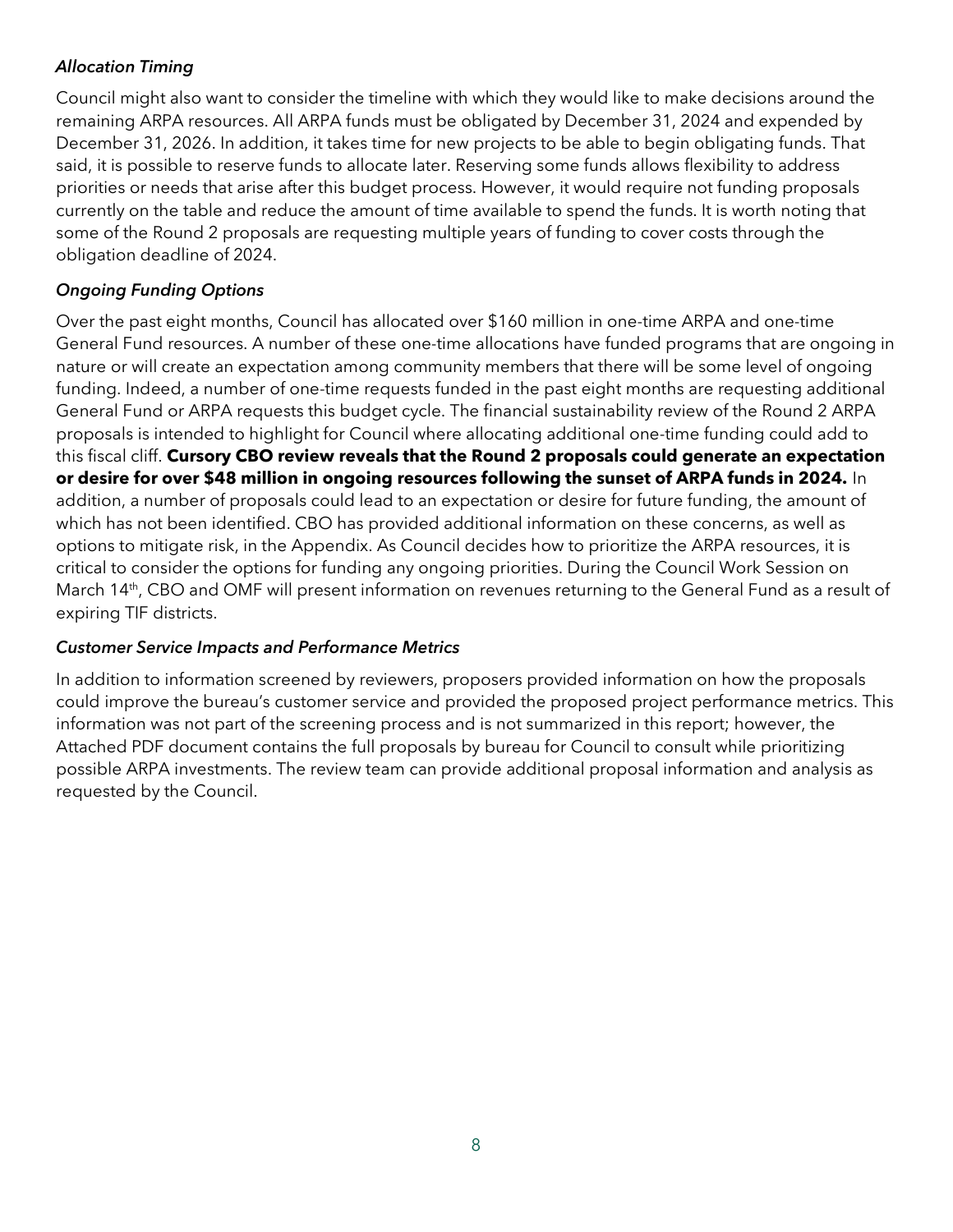### *Allocation Timing*

Council might also want to consider the timeline with which they would like to make decisions around the remaining ARPA resources. All ARPA funds must be obligated by December 31, 2024 and expended by December 31, 2026. In addition, it takes time for new projects to be able to begin obligating funds. That said, it is possible to reserve funds to allocate later. Reserving some funds allows flexibility to address priorities or needs that arise after this budget process. However, it would require not funding proposals currently on the table and reduce the amount of time available to spend the funds. It is worth noting that some of the Round 2 proposals are requesting multiple years of funding to cover costs through the obligation deadline of 2024.

### *Ongoing Funding Options*

Over the past eight months, Council has allocated over $160 million in one-time ARPA and one-time General Fund resources. A number of these one-time allocations have funded programs that are ongoing in nature or will create an expectation among community members that there will be some level of ongoing funding. Indeed, a number of one-time requests funded in the past eight months are requesting additional General Fund or ARPA requests this budget cycle. The financial sustainability review of the Round 2 ARPA proposals is intended to highlight for Council where allocating additional one-time funding could add to this fiscal cliff. **Cursory CBO review reveals that the Round 2 proposals could generate an expectation or desire for over $48 million in ongoing resources following the sunset of ARPA funds in 2024.** In addition, a number of proposals could lead to an expectation or desire for future funding, the amount of which has not been identified. CBO has provided additional information on these concerns, as well as options to mitigate risk, in the Appendix. As Council decides how to prioritize the ARPA resources, it is critical to consider the options for funding any ongoing priorities. During the Council Work Session on March 14th, CBO and OMF will present information on revenues returning to the General Fund as a result of expiring TIF districts.

### *Customer Service Impacts and Performance Metrics*

In addition to information screened by reviewers, proposers provided information on how the proposals could improve the bureau's customer service and provided the proposed project performance metrics. This information was not part of the screening process and is not summarized in this report; however, the Attached PDF document contains the full proposals by bureau for Council to consult while prioritizing possible ARPA investments. The review team can provide additional proposal information and analysis as requested by the Council.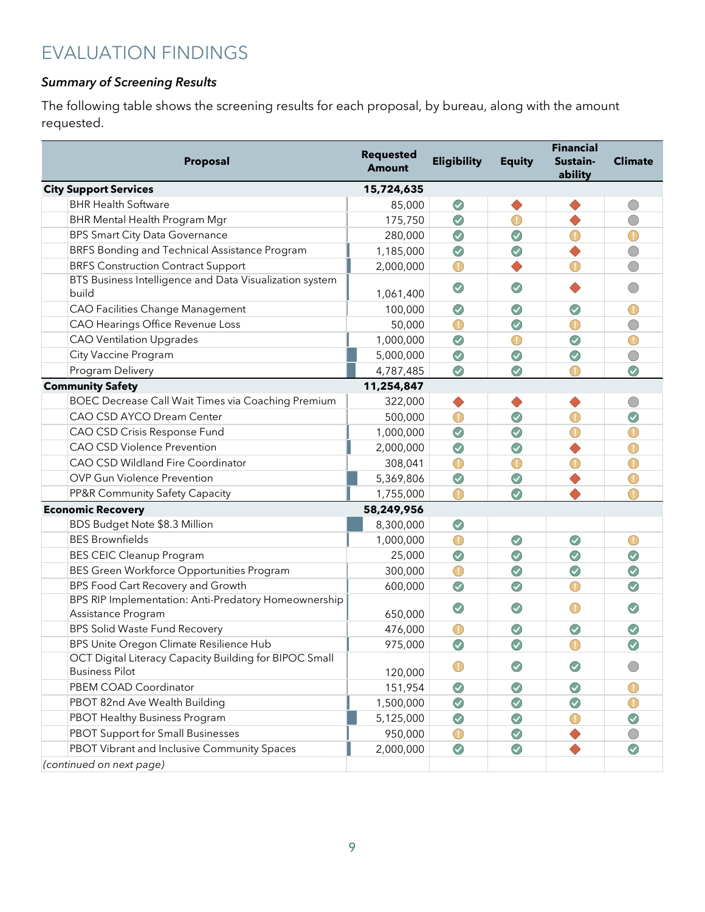# EVALUATION FINDINGS

### *Summary of Screening Results*

The following table shows the screening results for each proposal, by bureau, along with the amount requested.

Legend (icons in the original): ✓ = green check mark; ! = yellow exclamation mark; ◆ = red diamond; ○ = gray circle.

| Proposal | Requested Amount | Eligibility | Equity | Financial Sustain-ability | Climate |
|---|---|---|---|---|---|
| **City Support Services** | **15,724,635** | | | | |
| BHR Health Software | 85,000 | ✓ | ◆ | ◆ | ○ |
| BHR Mental Health Program Mgr | 175,750 | ✓ | ! | ◆ | ○ |
| BPS Smart City Data Governance | 280,000 | ✓ | ✓ | ! | ! |
| BRFS Bonding and Technical Assistance Program | 1,185,000 | ✓ | ✓ | ◆ | ○ |
| BRFS Construction Contract Support | 2,000,000 | ! | ◆ | ! | ○ |
| BTS Business Intelligence and Data Visualization system build | 1,061,400 | ✓ | ✓ | ◆ | ○ |
| CAO Facilities Change Management | 100,000 | ✓ | ✓ | ✓ | ! |
| CAO Hearings Office Revenue Loss | 50,000 | ! | ✓ | ! | ○ |
| CAO Ventilation Upgrades | 1,000,000 | ✓ | ! | ✓ | ! |
| City Vaccine Program | 5,000,000 | ✓ | ✓ | ✓ | ○ |
| Program Delivery | 4,787,485 | ✓ | ✓ | ! | ✓ |
| **Community Safety** | **11,254,847** | | | | |
| BOEC Decrease Call Wait Times via Coaching Premium | 322,000 | ◆ | ◆ | ◆ | ○ |
| CAO CSD AYCO Dream Center | 500,000 | ! | ✓ | ! | ✓ |
| CAO CSD Crisis Response Fund | 1,000,000 | ✓ | ✓ | ! | ! |
| CAO CSD Violence Prevention | 2,000,000 | ✓ | ✓ | ◆ | ! |
| CAO CSD Wildland Fire Coordinator | 308,041 | ! | ! | ! | ! |
| OVP Gun Violence Prevention | 5,369,806 | ✓ | ✓ | ◆ | ! |
| PP&R Community Safety Capacity | 1,755,000 | ! | ✓ | ◆ | ! |
| **Economic Recovery** | **58,249,956** | | | | |
| BDS Budget Note $8.3 Million | 8,300,000 | ✓ | | | |
| BES Brownfields | 1,000,000 | ! | ✓ | ✓ | ! |
| BES CEIC Cleanup Program | 25,000 | ✓ | ✓ | ✓ | ✓ |
| BES Green Workforce Opportunities Program | 300,000 | ! | ✓ | ✓ | ✓ |
| BPS Food Cart Recovery and Growth | 600,000 | ✓ | ✓ | ! | ✓ |
| BPS RIP Implementation: Anti-Predatory Homeownership Assistance Program | 650,000 | ✓ | ✓ | ! | ✓ |
| BPS Solid Waste Fund Recovery | 476,000 | ! | ✓ | ✓ | ✓ |
| BPS Unite Oregon Climate Resilience Hub | 975,000 | ✓ | ✓ | ! | ✓ |
| OCT Digital Literacy Capacity Building for BIPOC Small Business Pilot | 120,000 | ! | ✓ | ✓ | ○ |
| PBEM COAD Coordinator | 151,954 | ✓ | ✓ | ✓ | ! |
| PBOT 82nd Ave Wealth Building | 1,500,000 | ✓ | ✓ | ✓ | ! |
| PBOT Healthy Business Program | 5,125,000 | ✓ | ✓ | ! | ✓ |
| PBOT Support for Small Businesses | 950,000 | ! | ✓ | ◆ | ○ |
| PBOT Vibrant and Inclusive Community Spaces | 2,000,000 | ✓ | ✓ | ◆ | ✓ |

*(continued on next page)*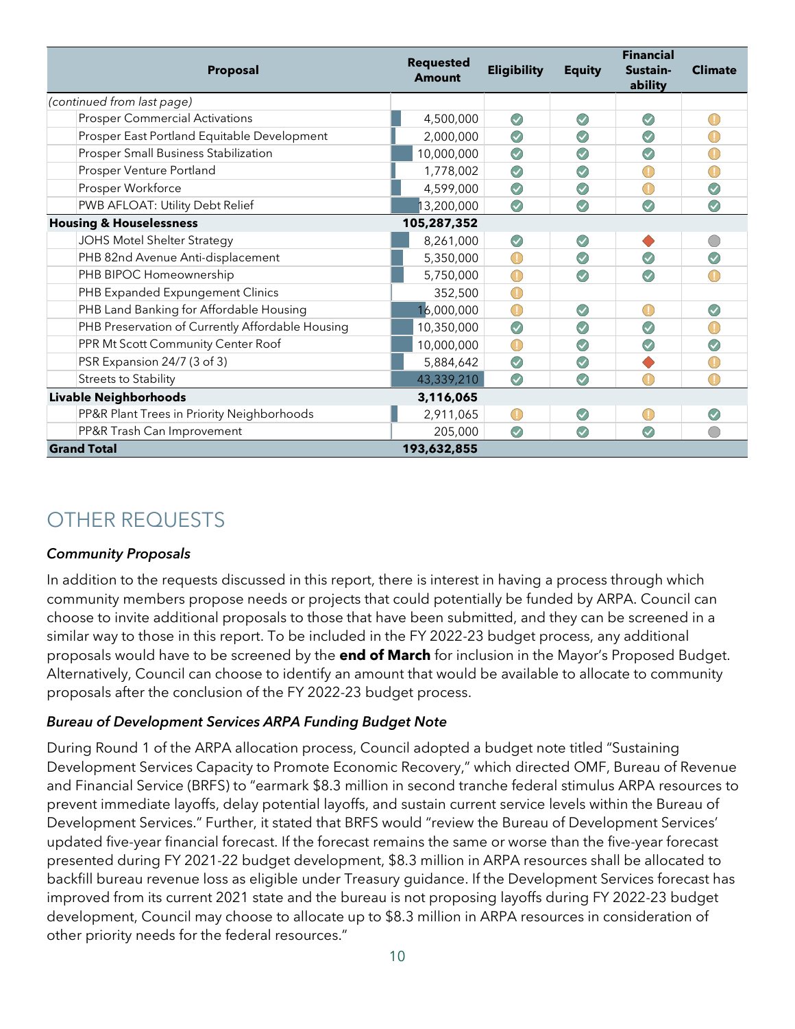| Proposal | Requested Amount | Eligibility | Equity | Financial Sustain-ability | Climate |
|---|---|---|---|---|---|
| *(continued from last page)* | | | | | |
| Prosper Commercial Activations | 4,500,000 | ✓ | ✓ | ✓ | ! |
| Prosper East Portland Equitable Development | 2,000,000 | ✓ | ✓ | ✓ | ! |
| Prosper Small Business Stabilization | 10,000,000 | ✓ | ✓ | ✓ | ! |
| Prosper Venture Portland | 1,778,002 | ✓ | ✓ | ! | ! |
| Prosper Workforce | 4,599,000 | ✓ | ✓ | ! | ✓ |
| PWB AFLOAT: Utility Debt Relief | 13,200,000 | ✓ | ✓ | ✓ | ✓ |
| **Housing & Houselessness** | **105,287,352** | | | | |
| JOHS Motel Shelter Strategy | 8,261,000 | ✓ | ✓ | ◆ | ● |
| PHB 82nd Avenue Anti-displacement | 5,350,000 | ! | ✓ | ✓ | ✓ |
| PHB BIPOC Homeownership | 5,750,000 | ! | ✓ | ✓ | ! |
| PHB Expanded Expungement Clinics | 352,500 | ! | | | |
| PHB Land Banking for Affordable Housing | 16,000,000 | ! | ✓ | ! | ✓ |
| PHB Preservation of Currently Affordable Housing | 10,350,000 | ✓ | ✓ | ✓ | ! |
| PPR Mt Scott Community Center Roof | 10,000,000 | ! | ✓ | ✓ | ✓ |
| PSR Expansion 24/7 (3 of 3) | 5,884,642 | ✓ | ✓ | ◆ | ! |
| Streets to Stability | 43,339,210 | ✓ | ✓ | ! | ! |
| **Livable Neighborhoods** | **3,116,065** | | | | |
| PP&R Plant Trees in Priority Neighborhoods | 2,911,065 | ! | ✓ | ! | ✓ |
| PP&R Trash Can Improvement | 205,000 | ✓ | ✓ | ✓ | ● |
| **Grand Total** | **193,632,855** | | | | |

# OTHER REQUESTS

### *Community Proposals*

In addition to the requests discussed in this report, there is interest in having a process through which community members propose needs or projects that could potentially be funded by ARPA. Council can choose to invite additional proposals to those that have been submitted, and they can be screened in a similar way to those in this report. To be included in the FY 2022-23 budget process, any additional proposals would have to be screened by the **end of March** for inclusion in the Mayor's Proposed Budget. Alternatively, Council can choose to identify an amount that would be available to allocate to community proposals after the conclusion of the FY 2022-23 budget process.

### *Bureau of Development Services ARPA Funding Budget Note*

During Round 1 of the ARPA allocation process, Council adopted a budget note titled "Sustaining Development Services Capacity to Promote Economic Recovery," which directed OMF, Bureau of Revenue and Financial Service (BRFS) to "earmark $8.3 million in second tranche federal stimulus ARPA resources to prevent immediate layoffs, delay potential layoffs, and sustain current service levels within the Bureau of Development Services." Further, it stated that BRFS would "review the Bureau of Development Services' updated five-year financial forecast. If the forecast remains the same or worse than the five-year forecast presented during FY 2021-22 budget development, $8.3 million in ARPA resources shall be allocated to backfill bureau revenue loss as eligible under Treasury guidance. If the Development Services forecast has improved from its current 2021 state and the bureau is not proposing layoffs during FY 2022-23 budget development, Council may choose to allocate up to $8.3 million in ARPA resources in consideration of other priority needs for the federal resources."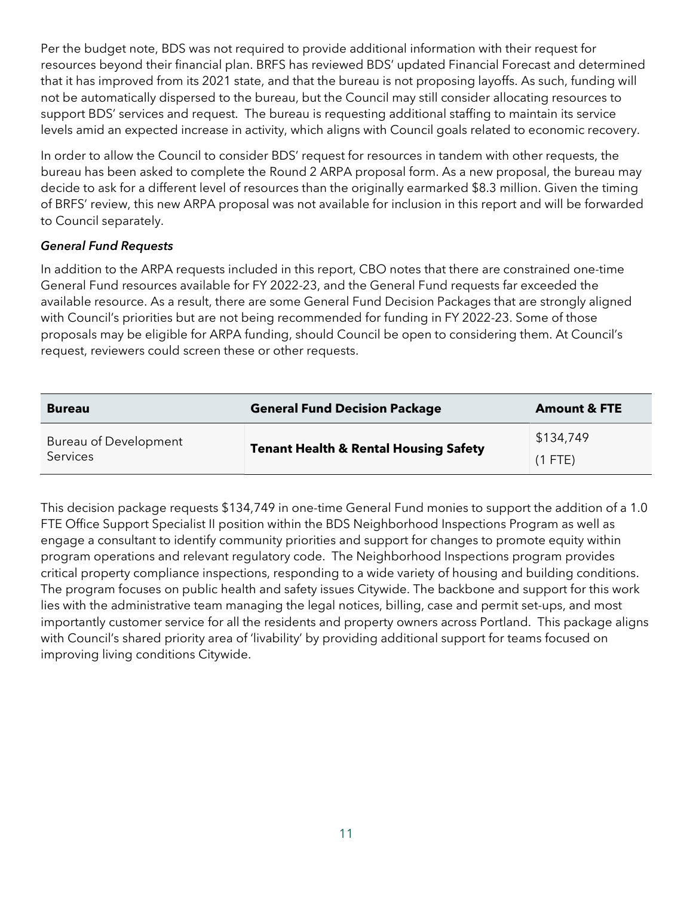Per the budget note, BDS was not required to provide additional information with their request for resources beyond their financial plan. BRFS has reviewed BDS' updated Financial Forecast and determined that it has improved from its 2021 state, and that the bureau is not proposing layoffs. As such, funding will not be automatically dispersed to the bureau, but the Council may still consider allocating resources to support BDS' services and request. The bureau is requesting additional staffing to maintain its service levels amid an expected increase in activity, which aligns with Council goals related to economic recovery.

In order to allow the Council to consider BDS' request for resources in tandem with other requests, the bureau has been asked to complete the Round 2 ARPA proposal form. As a new proposal, the bureau may decide to ask for a different level of resources than the originally earmarked $8.3 million. Given the timing of BRFS' review, this new ARPA proposal was not available for inclusion in this report and will be forwarded to Council separately.

***General Fund Requests***

In addition to the ARPA requests included in this report, CBO notes that there are constrained one-time General Fund resources available for FY 2022-23, and the General Fund requests far exceeded the available resource. As a result, there are some General Fund Decision Packages that are strongly aligned with Council's priorities but are not being recommended for funding in FY 2022-23. Some of those proposals may be eligible for ARPA funding, should Council be open to considering them. At Council's request, reviewers could screen these or other requests.

| Bureau | General Fund Decision Package | Amount & FTE |
| --- | --- | --- |
| Bureau of Development Services | **Tenant Health & Rental Housing Safety** | $134,749 (1 FTE) |

This decision package requests $134,749 in one-time General Fund monies to support the addition of a 1.0 FTE Office Support Specialist II position within the BDS Neighborhood Inspections Program as well as engage a consultant to identify community priorities and support for changes to promote equity within program operations and relevant regulatory code. The Neighborhood Inspections program provides critical property compliance inspections, responding to a wide variety of housing and building conditions. The program focuses on public health and safety issues Citywide. The backbone and support for this work lies with the administrative team managing the legal notices, billing, case and permit set-ups, and most importantly customer service for all the residents and property owners across Portland. This package aligns with Council's shared priority area of 'livability' by providing additional support for teams focused on improving living conditions Citywide.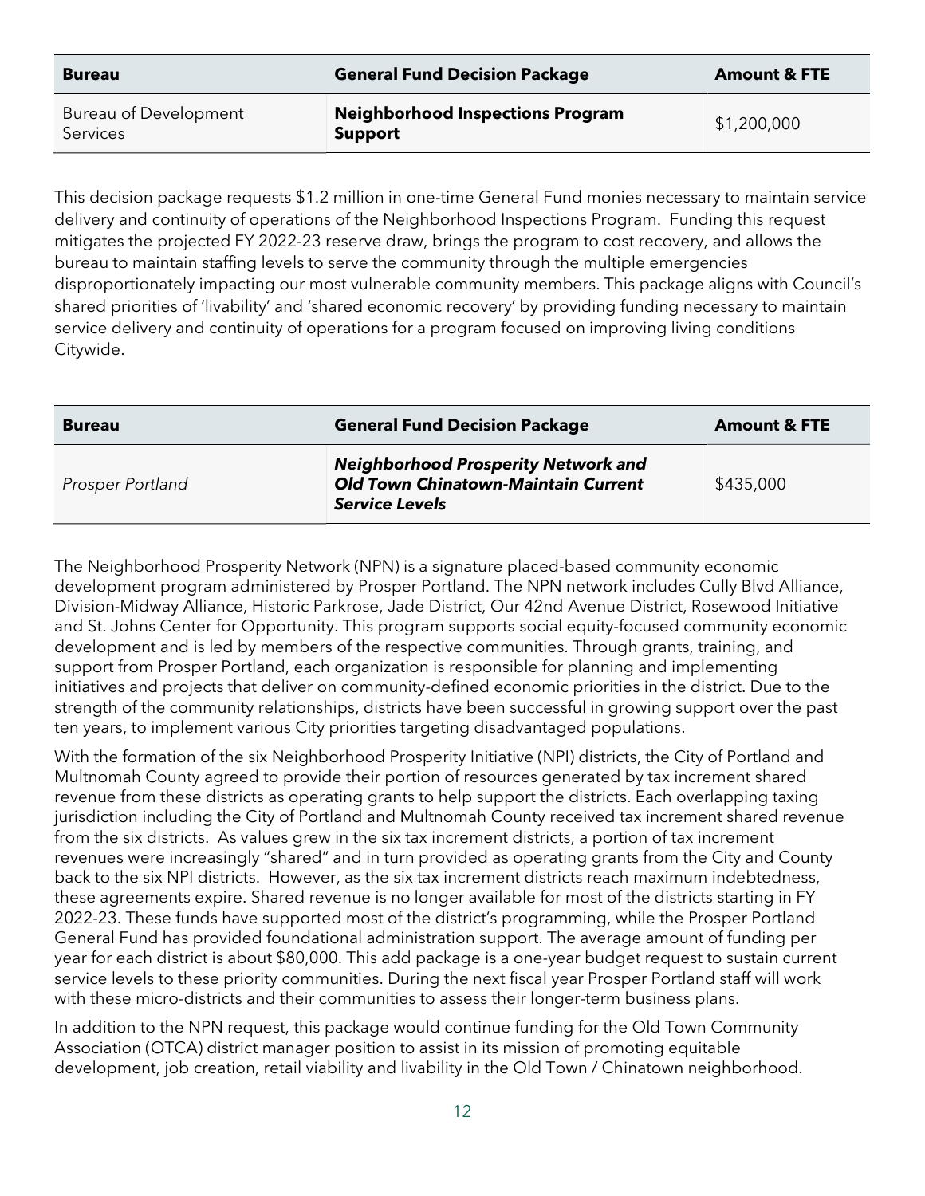| Bureau | General Fund Decision Package | Amount & FTE |
| --- | --- | --- |
| Bureau of Development Services | **Neighborhood Inspections Program Support** | $1,200,000 |

This decision package requests $1.2 million in one-time General Fund monies necessary to maintain service delivery and continuity of operations of the Neighborhood Inspections Program. Funding this request mitigates the projected FY 2022-23 reserve draw, brings the program to cost recovery, and allows the bureau to maintain staffing levels to serve the community through the multiple emergencies disproportionately impacting our most vulnerable community members. This package aligns with Council's shared priorities of 'livability' and 'shared economic recovery' by providing funding necessary to maintain service delivery and continuity of operations for a program focused on improving living conditions Citywide.

| Bureau | General Fund Decision Package | Amount & FTE |
| --- | --- | --- |
| *Prosper Portland* | ***Neighborhood Prosperity Network and Old Town Chinatown-Maintain Current Service Levels*** | $435,000 |

The Neighborhood Prosperity Network (NPN) is a signature placed-based community economic development program administered by Prosper Portland. The NPN network includes Cully Blvd Alliance, Division-Midway Alliance, Historic Parkrose, Jade District, Our 42nd Avenue District, Rosewood Initiative and St. Johns Center for Opportunity. This program supports social equity-focused community economic development and is led by members of the respective communities. Through grants, training, and support from Prosper Portland, each organization is responsible for planning and implementing initiatives and projects that deliver on community-defined economic priorities in the district. Due to the strength of the community relationships, districts have been successful in growing support over the past ten years, to implement various City priorities targeting disadvantaged populations.

With the formation of the six Neighborhood Prosperity Initiative (NPI) districts, the City of Portland and Multnomah County agreed to provide their portion of resources generated by tax increment shared revenue from these districts as operating grants to help support the districts. Each overlapping taxing jurisdiction including the City of Portland and Multnomah County received tax increment shared revenue from the six districts. As values grew in the six tax increment districts, a portion of tax increment revenues were increasingly "shared" and in turn provided as operating grants from the City and County back to the six NPI districts. However, as the six tax increment districts reach maximum indebtedness, these agreements expire. Shared revenue is no longer available for most of the districts starting in FY 2022-23. These funds have supported most of the district's programming, while the Prosper Portland General Fund has provided foundational administration support. The average amount of funding per year for each district is about $80,000. This add package is a one-year budget request to sustain current service levels to these priority communities. During the next fiscal year Prosper Portland staff will work with these micro-districts and their communities to assess their longer-term business plans.

In addition to the NPN request, this package would continue funding for the Old Town Community Association (OTCA) district manager position to assist in its mission of promoting equitable development, job creation, retail viability and livability in the Old Town / Chinatown neighborhood.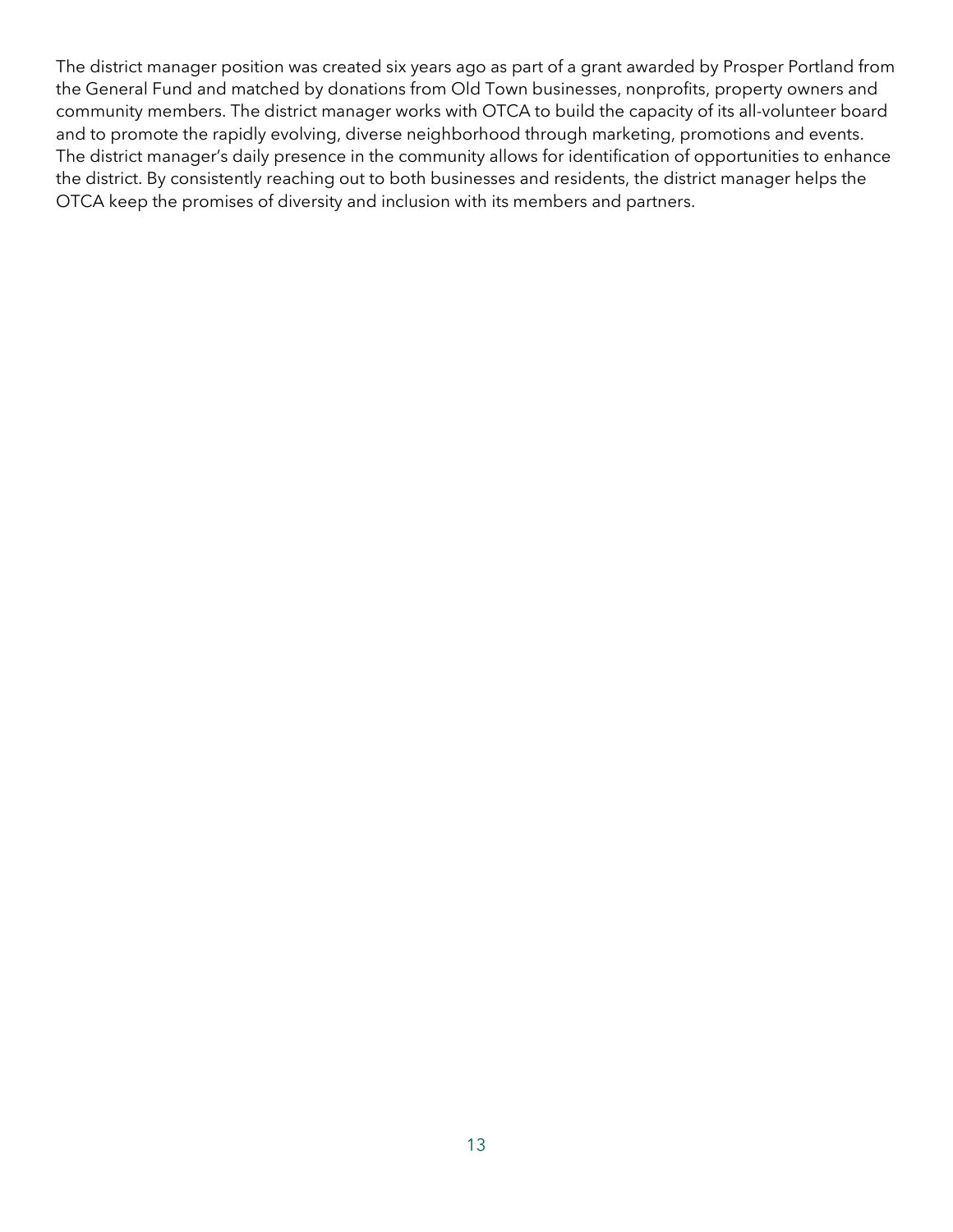The district manager position was created six years ago as part of a grant awarded by Prosper Portland from the General Fund and matched by donations from Old Town businesses, nonprofits, property owners and community members. The district manager works with OTCA to build the capacity of its all-volunteer board and to promote the rapidly evolving, diverse neighborhood through marketing, promotions and events. The district manager's daily presence in the community allows for identification of opportunities to enhance the district. By consistently reaching out to both businesses and residents, the district manager helps the OTCA keep the promises of diversity and inclusion with its members and partners.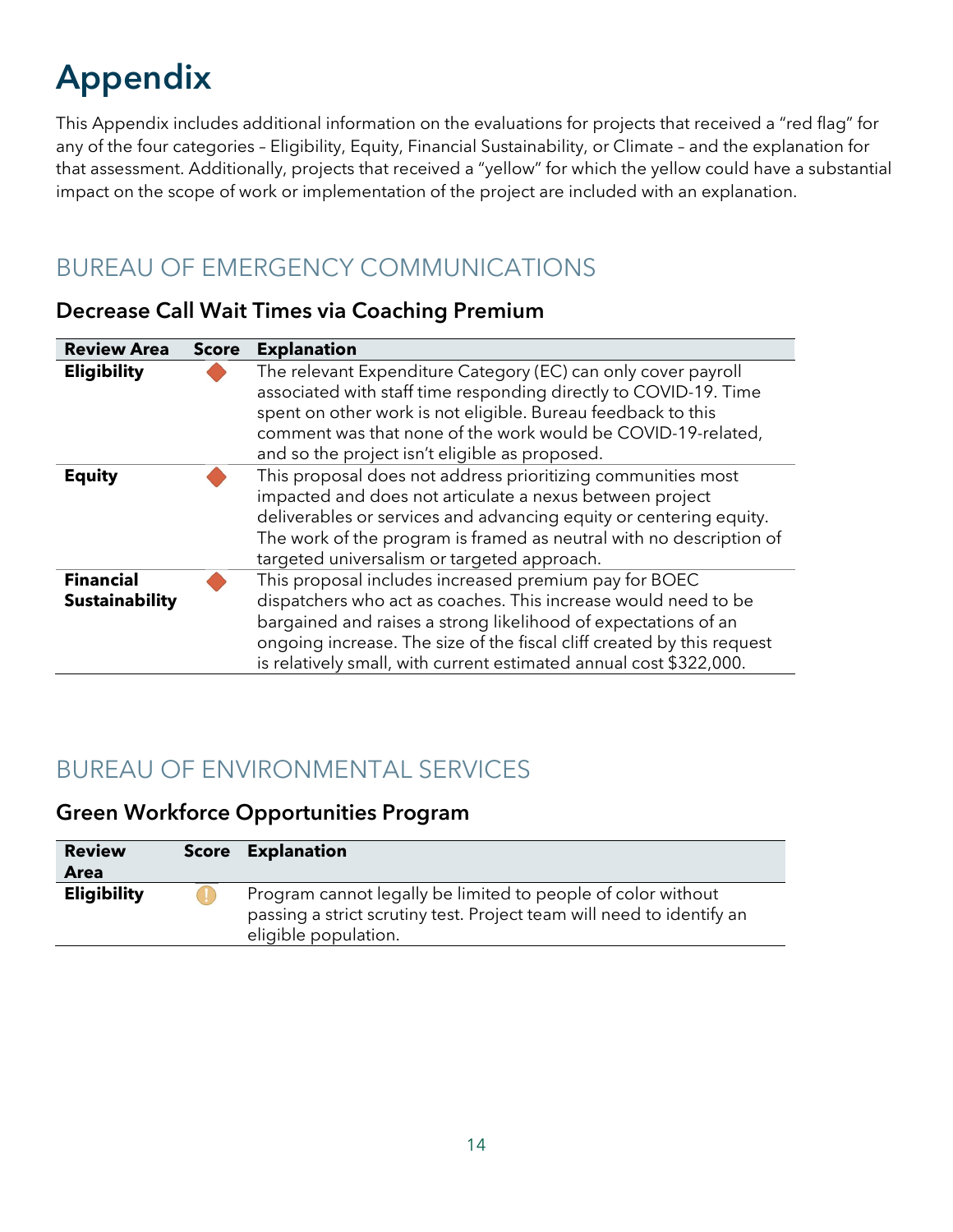# Appendix

This Appendix includes additional information on the evaluations for projects that received a "red flag" for any of the four categories – Eligibility, Equity, Financial Sustainability, or Climate – and the explanation for that assessment. Additionally, projects that received a "yellow" for which the yellow could have a substantial impact on the scope of work or implementation of the project are included with an explanation.

## BUREAU OF EMERGENCY COMMUNICATIONS

### Decrease Call Wait Times via Coaching Premium

| Review Area | Score | Explanation |
|---|---|---|
| **Eligibility** | 🔶 | The relevant Expenditure Category (EC) can only cover payroll associated with staff time responding directly to COVID-19. Time spent on other work is not eligible. Bureau feedback to this comment was that none of the work would be COVID-19-related, and so the project isn't eligible as proposed. |
| **Equity** | 🔶 | This proposal does not address prioritizing communities most impacted and does not articulate a nexus between project deliverables or services and advancing equity or centering equity. The work of the program is framed as neutral with no description of targeted universalism or targeted approach. |
| **Financial Sustainability** | 🔶 | This proposal includes increased premium pay for BOEC dispatchers who act as coaches. This increase would need to be bargained and raises a strong likelihood of expectations of an ongoing increase. The size of the fiscal cliff created by this request is relatively small, with current estimated annual cost $322,000. |

## BUREAU OF ENVIRONMENTAL SERVICES

### Green Workforce Opportunities Program

| Review Area | Score | Explanation |
|---|---|---|
| **Eligibility** | ⚠️ | Program cannot legally be limited to people of color without passing a strict scrutiny test. Project team will need to identify an eligible population. |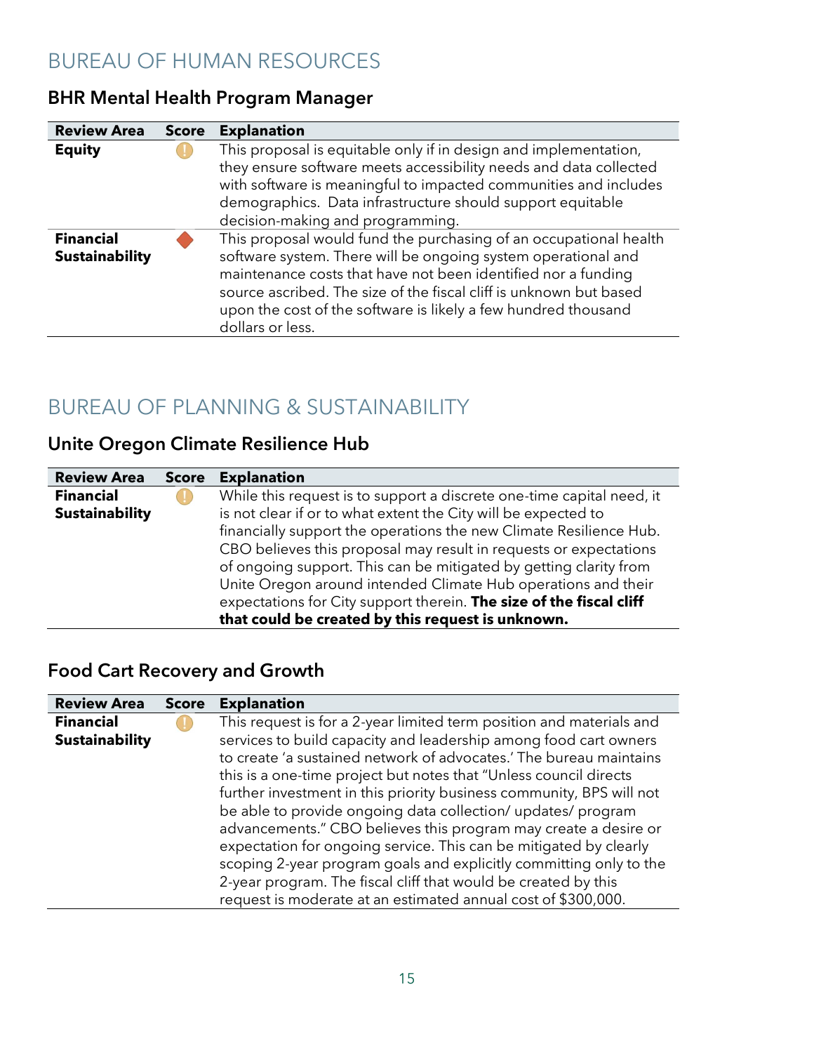## BUREAU OF HUMAN RESOURCES

### BHR Mental Health Program Manager

| Review Area | Score | Explanation |
|---|---|---|
| **Equity** | ! | This proposal is equitable only if in design and implementation, they ensure software meets accessibility needs and data collected with software is meaningful to impacted communities and includes demographics. Data infrastructure should support equitable decision-making and programming. |
| **Financial Sustainability** | ◆ | This proposal would fund the purchasing of an occupational health software system. There will be ongoing system operational and maintenance costs that have not been identified nor a funding source ascribed. The size of the fiscal cliff is unknown but based upon the cost of the software is likely a few hundred thousand dollars or less. |

## BUREAU OF PLANNING & SUSTAINABILITY

### Unite Oregon Climate Resilience Hub

| Review Area | Score | Explanation |
|---|---|---|
| **Financial Sustainability** | ! | While this request is to support a discrete one-time capital need, it is not clear if or to what extent the City will be expected to financially support the operations the new Climate Resilience Hub. CBO believes this proposal may result in requests or expectations of ongoing support. This can be mitigated by getting clarity from Unite Oregon around intended Climate Hub operations and their expectations for City support therein. **The size of the fiscal cliff that could be created by this request is unknown.** |

### Food Cart Recovery and Growth

| Review Area | Score | Explanation |
|---|---|---|
| **Financial Sustainability** | ! | This request is for a 2-year limited term position and materials and services to build capacity and leadership among food cart owners to create 'a sustained network of advocates.' The bureau maintains this is a one-time project but notes that "Unless council directs further investment in this priority business community, BPS will not be able to provide ongoing data collection/ updates/ program advancements." CBO believes this program may create a desire or expectation for ongoing service. This can be mitigated by clearly scoping 2-year program goals and explicitly committing only to the 2-year program. The fiscal cliff that would be created by this request is moderate at an estimated annual cost of $300,000. |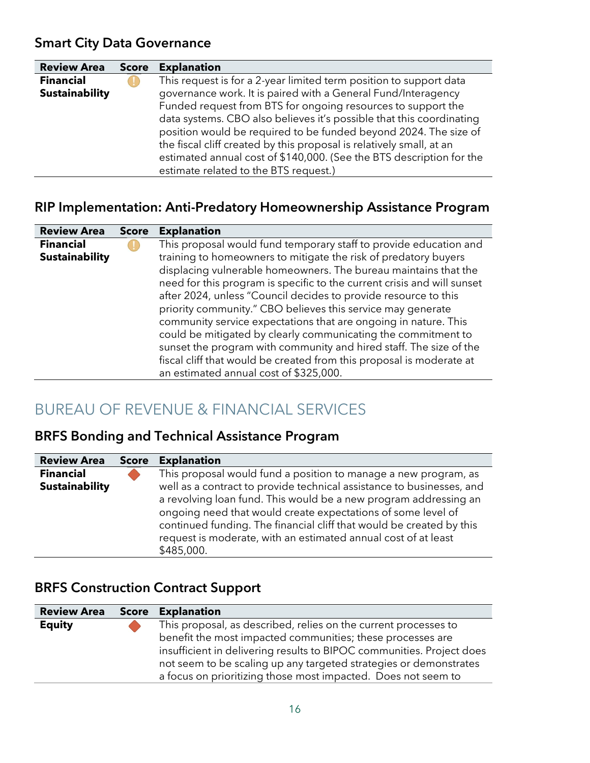### Smart City Data Governance

| Review Area | Score | Explanation |
|---|---|---|
| **Financial Sustainability** | ! | This request is for a 2-year limited term position to support data governance work. It is paired with a General Fund/Interagency Funded request from BTS for ongoing resources to support the data systems. CBO also believes it's possible that this coordinating position would be required to be funded beyond 2024. The size of the fiscal cliff created by this proposal is relatively small, at an estimated annual cost of $140,000. (See the BTS description for the estimate related to the BTS request.) |

### RIP Implementation: Anti-Predatory Homeownership Assistance Program

| Review Area | Score | Explanation |
|---|---|---|
| **Financial Sustainability** | ! | This proposal would fund temporary staff to provide education and training to homeowners to mitigate the risk of predatory buyers displacing vulnerable homeowners. The bureau maintains that the need for this program is specific to the current crisis and will sunset after 2024, unless "Council decides to provide resource to this priority community." CBO believes this service may generate community service expectations that are ongoing in nature. This could be mitigated by clearly communicating the commitment to sunset the program with community and hired staff. The size of the fiscal cliff that would be created from this proposal is moderate at an estimated annual cost of $325,000. |

## BUREAU OF REVENUE & FINANCIAL SERVICES

### BRFS Bonding and Technical Assistance Program

| Review Area | Score | Explanation |
|---|---|---|
| **Financial Sustainability** | ◆ | This proposal would fund a position to manage a new program, as well as a contract to provide technical assistance to businesses, and a revolving loan fund. This would be a new program addressing an ongoing need that would create expectations of some level of continued funding. The financial cliff that would be created by this request is moderate, with an estimated annual cost of at least $485,000. |

### BRFS Construction Contract Support

| Review Area | Score | Explanation |
|---|---|---|
| **Equity** | ◆ | This proposal, as described, relies on the current processes to benefit the most impacted communities; these processes are insufficient in delivering results to BIPOC communities. Project does not seem to be scaling up any targeted strategies or demonstrates a focus on prioritizing those most impacted. Does not seem to |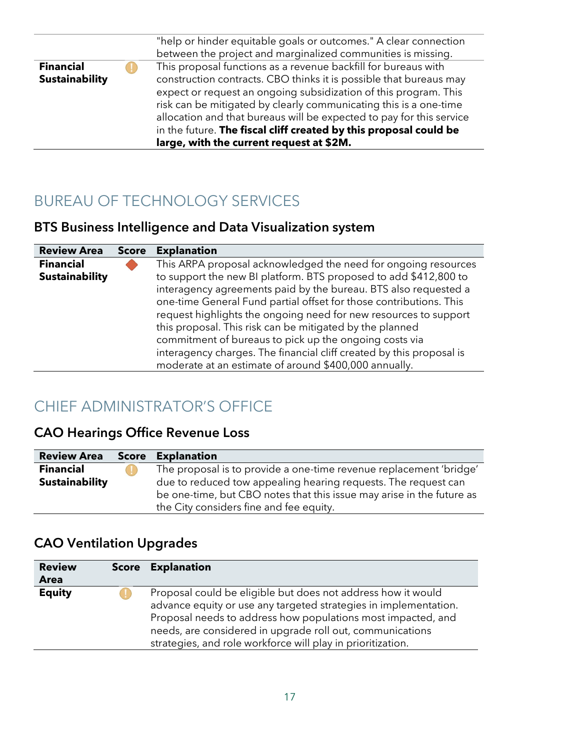| | | |
|---|---|---|
| | | "help or hinder equitable goals or outcomes." A clear connection between the project and marginalized communities is missing. |
| **Financial Sustainability** | ! | This proposal functions as a revenue backfill for bureaus with construction contracts. CBO thinks it is possible that bureaus may expect or request an ongoing subsidization of this program. This risk can be mitigated by clearly communicating this is a one-time allocation and that bureaus will be expected to pay for this service in the future. **The fiscal cliff created by this proposal could be large, with the current request at $2M.** |

## BUREAU OF TECHNOLOGY SERVICES

### BTS Business Intelligence and Data Visualization system

| Review Area | Score | Explanation |
|---|---|---|
| **Financial Sustainability** | ◆ | This ARPA proposal acknowledged the need for ongoing resources to support the new BI platform. BTS proposed to add $412,800 to interagency agreements paid by the bureau. BTS also requested a one-time General Fund partial offset for those contributions. This request highlights the ongoing need for new resources to support this proposal. This risk can be mitigated by the planned commitment of bureaus to pick up the ongoing costs via interagency charges. The financial cliff created by this proposal is moderate at an estimate of around $400,000 annually. |

## CHIEF ADMINISTRATOR'S OFFICE

### CAO Hearings Office Revenue Loss

| Review Area | Score | Explanation |
|---|---|---|
| **Financial Sustainability** | ! | The proposal is to provide a one-time revenue replacement 'bridge' due to reduced tow appealing hearing requests. The request can be one-time, but CBO notes that this issue may arise in the future as the City considers fine and fee equity. |

### CAO Ventilation Upgrades

| Review Area | Score | Explanation |
|---|---|---|
| **Equity** | ! | Proposal could be eligible but does not address how it would advance equity or use any targeted strategies in implementation. Proposal needs to address how populations most impacted, and needs, are considered in upgrade roll out, communications strategies, and role workforce will play in prioritization. |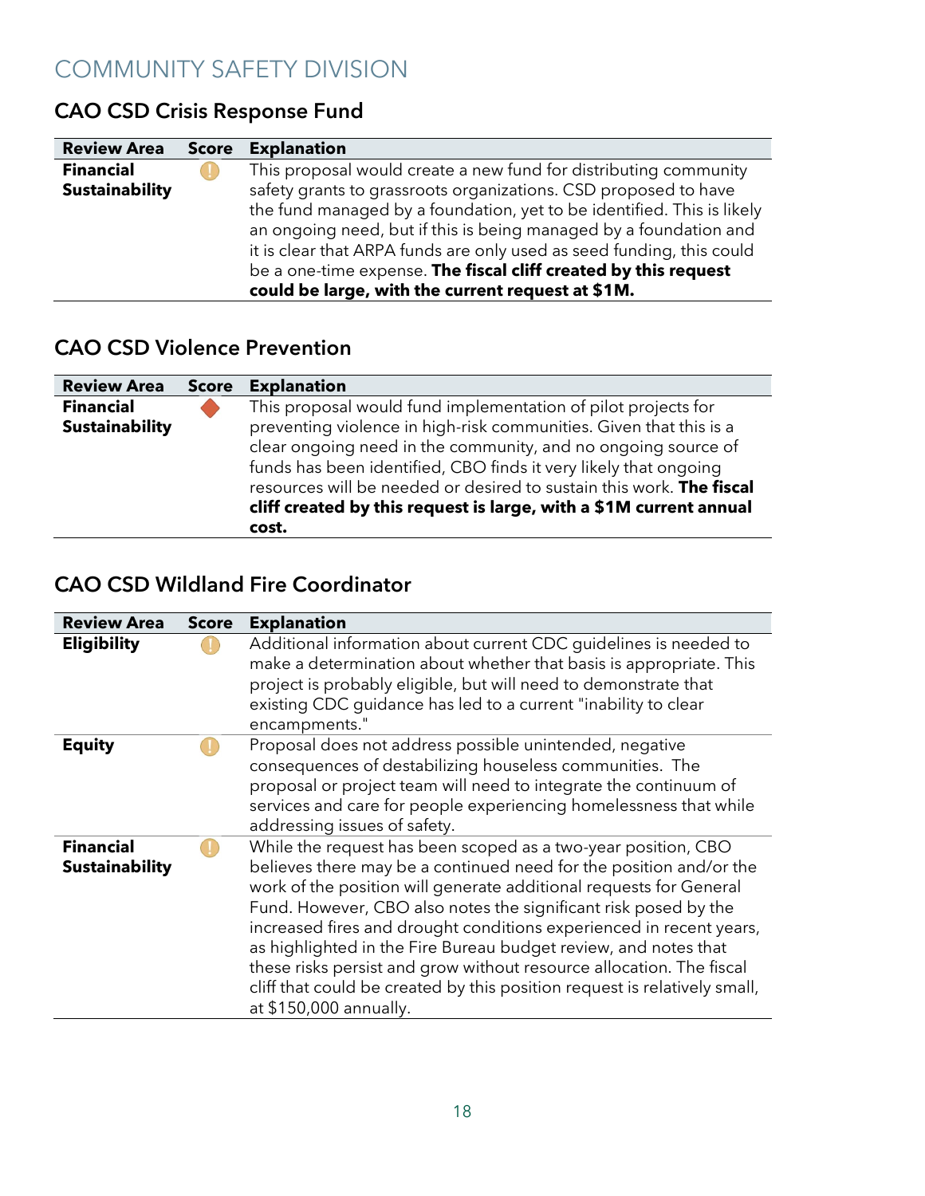# COMMUNITY SAFETY DIVISION

## CAO CSD Crisis Response Fund

| Review Area | Score | Explanation |
| --- | --- | --- |
| **Financial Sustainability** | ! | This proposal would create a new fund for distributing community safety grants to grassroots organizations. CSD proposed to have the fund managed by a foundation, yet to be identified. This is likely an ongoing need, but if this is being managed by a foundation and it is clear that ARPA funds are only used as seed funding, this could be a one-time expense. **The fiscal cliff created by this request could be large, with the current request at $1M.** |

## CAO CSD Violence Prevention

| Review Area | Score | Explanation |
| --- | --- | --- |
| **Financial Sustainability** | ◆ | This proposal would fund implementation of pilot projects for preventing violence in high-risk communities. Given that this is a clear ongoing need in the community, and no ongoing source of funds has been identified, CBO finds it very likely that ongoing resources will be needed or desired to sustain this work. **The fiscal cliff created by this request is large, with a $1M current annual cost.** |

## CAO CSD Wildland Fire Coordinator

| Review Area | Score | Explanation |
| --- | --- | --- |
| **Eligibility** | ! | Additional information about current CDC guidelines is needed to make a determination about whether that basis is appropriate. This project is probably eligible, but will need to demonstrate that existing CDC guidance has led to a current "inability to clear encampments." |
| **Equity** | ! | Proposal does not address possible unintended, negative consequences of destabilizing houseless communities. The proposal or project team will need to integrate the continuum of services and care for people experiencing homelessness that while addressing issues of safety. |
| **Financial Sustainability** | ! | While the request has been scoped as a two-year position, CBO believes there may be a continued need for the position and/or the work of the position will generate additional requests for General Fund. However, CBO also notes the significant risk posed by the increased fires and drought conditions experienced in recent years, as highlighted in the Fire Bureau budget review, and notes that these risks persist and grow without resource allocation. The fiscal cliff that could be created by this position request is relatively small, at $150,000 annually. |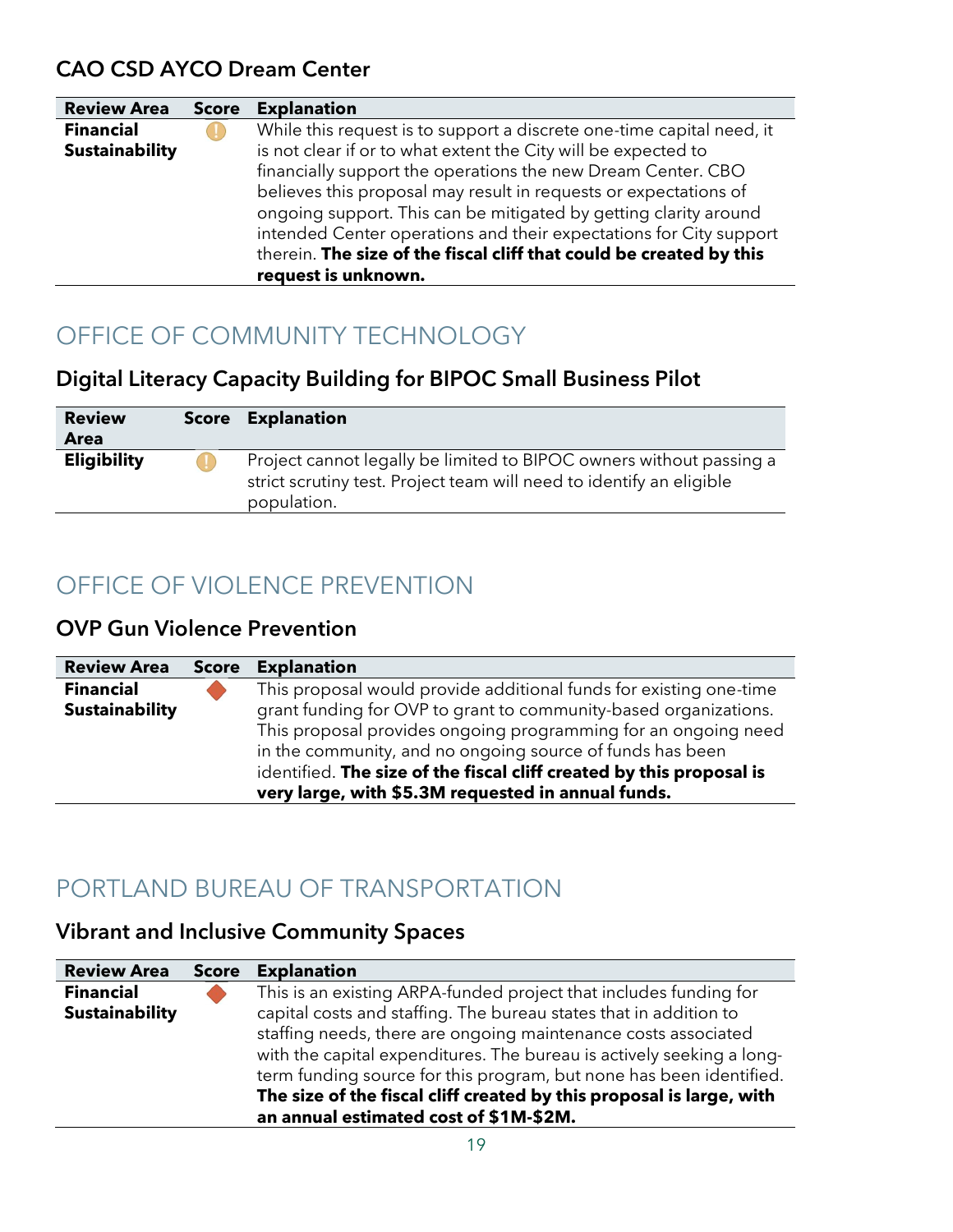### CAO CSD AYCO Dream Center

| Review Area | Score | Explanation |
|---|---|---|
| **Financial Sustainability** | ! | While this request is to support a discrete one-time capital need, it is not clear if or to what extent the City will be expected to financially support the operations the new Dream Center. CBO believes this proposal may result in requests or expectations of ongoing support. This can be mitigated by getting clarity around intended Center operations and their expectations for City support therein. **The size of the fiscal cliff that could be created by this request is unknown.** |

## OFFICE OF COMMUNITY TECHNOLOGY

### Digital Literacy Capacity Building for BIPOC Small Business Pilot

| Review Area | Score | Explanation |
|---|---|---|
| **Eligibility** | ! | Project cannot legally be limited to BIPOC owners without passing a strict scrutiny test. Project team will need to identify an eligible population. |

## OFFICE OF VIOLENCE PREVENTION

### OVP Gun Violence Prevention

| Review Area | Score | Explanation |
|---|---|---|
| **Financial Sustainability** | ◆ | This proposal would provide additional funds for existing one-time grant funding for OVP to grant to community-based organizations. This proposal provides ongoing programming for an ongoing need in the community, and no ongoing source of funds has been identified. **The size of the fiscal cliff created by this proposal is very large, with $5.3M requested in annual funds.** |

## PORTLAND BUREAU OF TRANSPORTATION

### Vibrant and Inclusive Community Spaces

| Review Area | Score | Explanation |
|---|---|---|
| **Financial Sustainability** | ◆ | This is an existing ARPA-funded project that includes funding for capital costs and staffing. The bureau states that in addition to staffing needs, there are ongoing maintenance costs associated with the capital expenditures. The bureau is actively seeking a long-term funding source for this program, but none has been identified. **The size of the fiscal cliff created by this proposal is large, with an annual estimated cost of $1M-$2M.** |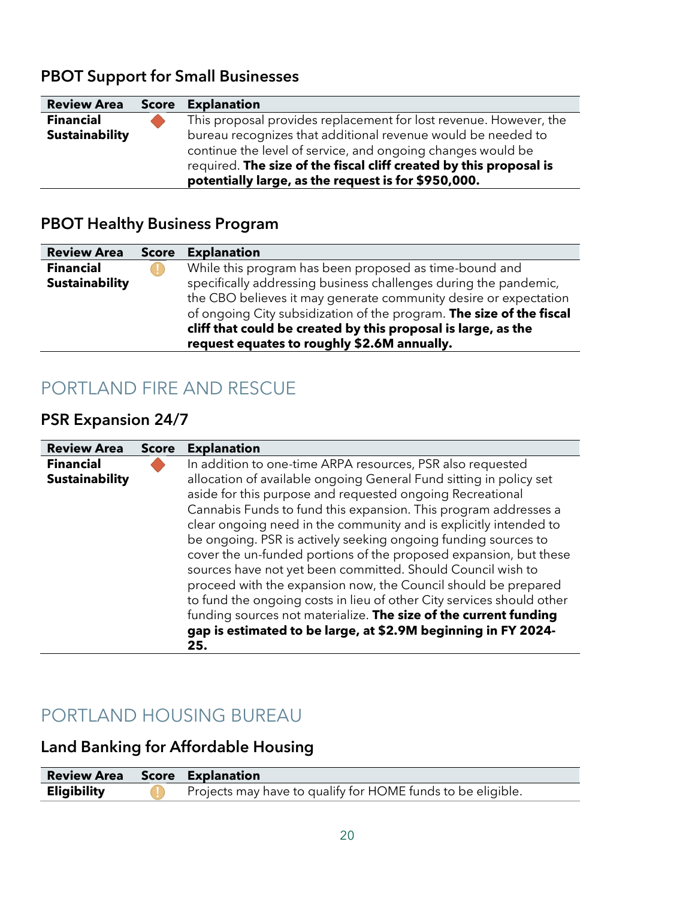### PBOT Support for Small Businesses

| Review Area | Score | Explanation |
|---|---|---|
| **Financial Sustainability** | ◆ | This proposal provides replacement for lost revenue. However, the bureau recognizes that additional revenue would be needed to continue the level of service, and ongoing changes would be required. **The size of the fiscal cliff created by this proposal is potentially large, as the request is for $950,000.** |

### PBOT Healthy Business Program

| Review Area | Score | Explanation |
|---|---|---|
| **Financial Sustainability** | ! | While this program has been proposed as time-bound and specifically addressing business challenges during the pandemic, the CBO believes it may generate community desire or expectation of ongoing City subsidization of the program. **The size of the fiscal cliff that could be created by this proposal is large, as the request equates to roughly $2.6M annually.** |

## PORTLAND FIRE AND RESCUE

### PSR Expansion 24/7

| Review Area | Score | Explanation |
|---|---|---|
| **Financial Sustainability** | ◆ | In addition to one-time ARPA resources, PSR also requested allocation of available ongoing General Fund sitting in policy set aside for this purpose and requested ongoing Recreational Cannabis Funds to fund this expansion. This program addresses a clear ongoing need in the community and is explicitly intended to be ongoing. PSR is actively seeking ongoing funding sources to cover the un-funded portions of the proposed expansion, but these sources have not yet been committed. Should Council wish to proceed with the expansion now, the Council should be prepared to fund the ongoing costs in lieu of other City services should other funding sources not materialize. **The size of the current funding gap is estimated to be large, at $2.9M beginning in FY 2024-25.** |

## PORTLAND HOUSING BUREAU

### Land Banking for Affordable Housing

| Review Area | Score | Explanation |
|---|---|---|
| **Eligibility** | ! | Projects may have to qualify for HOME funds to be eligible. |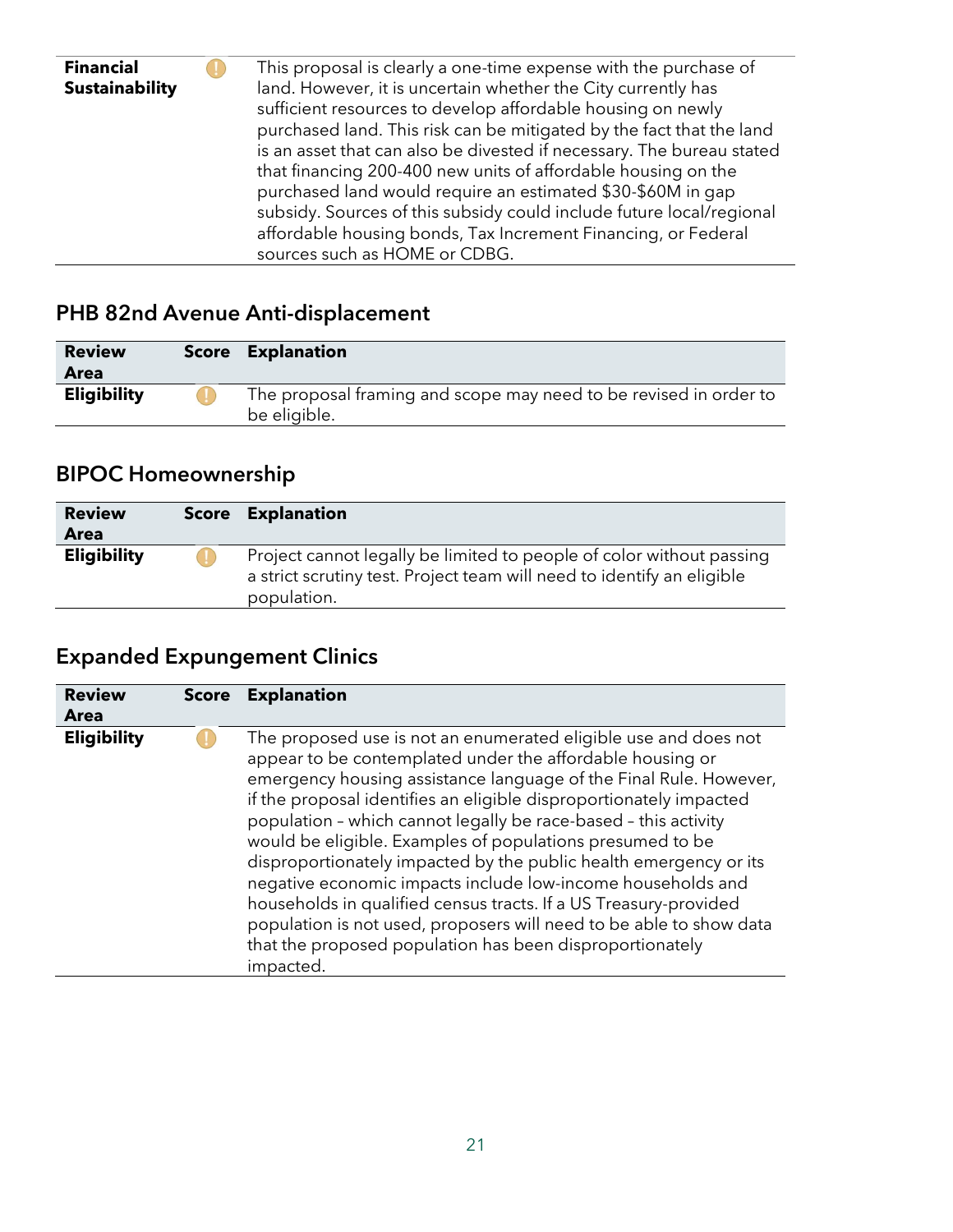| | | |
|---|---|---|
| **Financial Sustainability** | ! | This proposal is clearly a one-time expense with the purchase of land. However, it is uncertain whether the City currently has sufficient resources to develop affordable housing on newly purchased land. This risk can be mitigated by the fact that the land is an asset that can also be divested if necessary. The bureau stated that financing 200-400 new units of affordable housing on the purchased land would require an estimated $30-$60M in gap subsidy. Sources of this subsidy could include future local/regional affordable housing bonds, Tax Increment Financing, or Federal sources such as HOME or CDBG. |

## PHB 82nd Avenue Anti-displacement

| Review Area | Score | Explanation |
|---|---|---|
| **Eligibility** | ! | The proposal framing and scope may need to be revised in order to be eligible. |

## BIPOC Homeownership

| Review Area | Score | Explanation |
|---|---|---|
| **Eligibility** | ! | Project cannot legally be limited to people of color without passing a strict scrutiny test. Project team will need to identify an eligible population. |

## Expanded Expungement Clinics

| Review Area | Score | Explanation |
|---|---|---|
| **Eligibility** | ! | The proposed use is not an enumerated eligible use and does not appear to be contemplated under the affordable housing or emergency housing assistance language of the Final Rule. However, if the proposal identifies an eligible disproportionately impacted population – which cannot legally be race-based – this activity would be eligible. Examples of populations presumed to be disproportionately impacted by the public health emergency or its negative economic impacts include low-income households and households in qualified census tracts. If a US Treasury-provided population is not used, proposers will need to be able to show data that the proposed population has been disproportionately impacted. |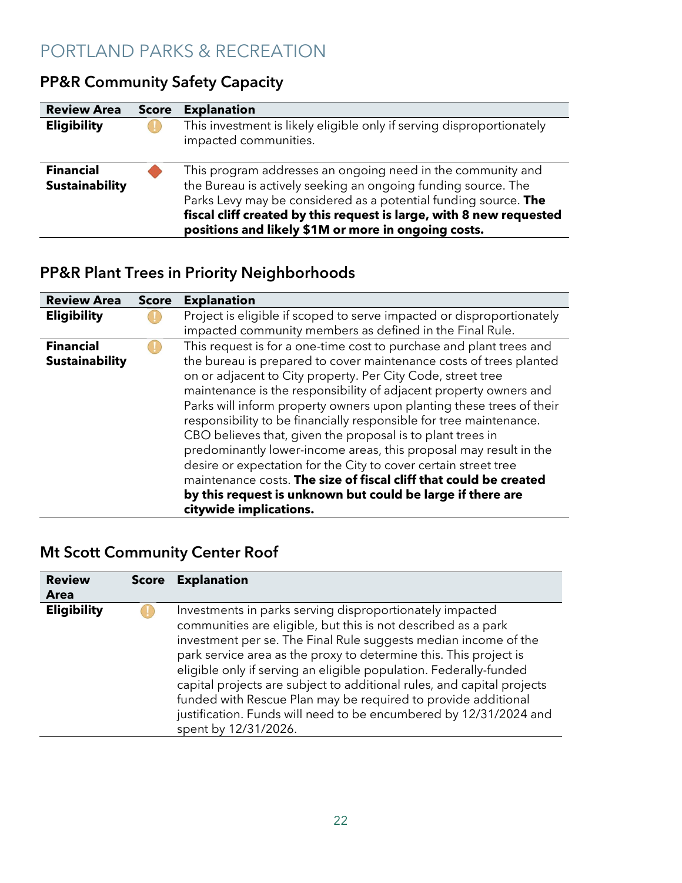# PORTLAND PARKS & RECREATION

## PP&R Community Safety Capacity

| Review Area | Score | Explanation |
|---|---|---|
| **Eligibility** | ! | This investment is likely eligible only if serving disproportionately impacted communities. |
| **Financial Sustainability** | ◆ | This program addresses an ongoing need in the community and the Bureau is actively seeking an ongoing funding source. The Parks Levy may be considered as a potential funding source. **The fiscal cliff created by this request is large, with 8 new requested positions and likely $1M or more in ongoing costs.** |

## PP&R Plant Trees in Priority Neighborhoods

| Review Area | Score | Explanation |
|---|---|---|
| **Eligibility** | ! | Project is eligible if scoped to serve impacted or disproportionately impacted community members as defined in the Final Rule. |
| **Financial Sustainability** | ! | This request is for a one-time cost to purchase and plant trees and the bureau is prepared to cover maintenance costs of trees planted on or adjacent to City property. Per City Code, street tree maintenance is the responsibility of adjacent property owners and Parks will inform property owners upon planting these trees of their responsibility to be financially responsible for tree maintenance. CBO believes that, given the proposal is to plant trees in predominantly lower-income areas, this proposal may result in the desire or expectation for the City to cover certain street tree maintenance costs. **The size of fiscal cliff that could be created by this request is unknown but could be large if there are citywide implications.** |

## Mt Scott Community Center Roof

| Review Area | Score | Explanation |
|---|---|---|
| **Eligibility** | ! | Investments in parks serving disproportionately impacted communities are eligible, but this is not described as a park investment per se. The Final Rule suggests median income of the park service area as the proxy to determine this. This project is eligible only if serving an eligible population. Federally-funded capital projects are subject to additional rules, and capital projects funded with Rescue Plan may be required to provide additional justification. Funds will need to be encumbered by 12/31/2024 and spent by 12/31/2026. |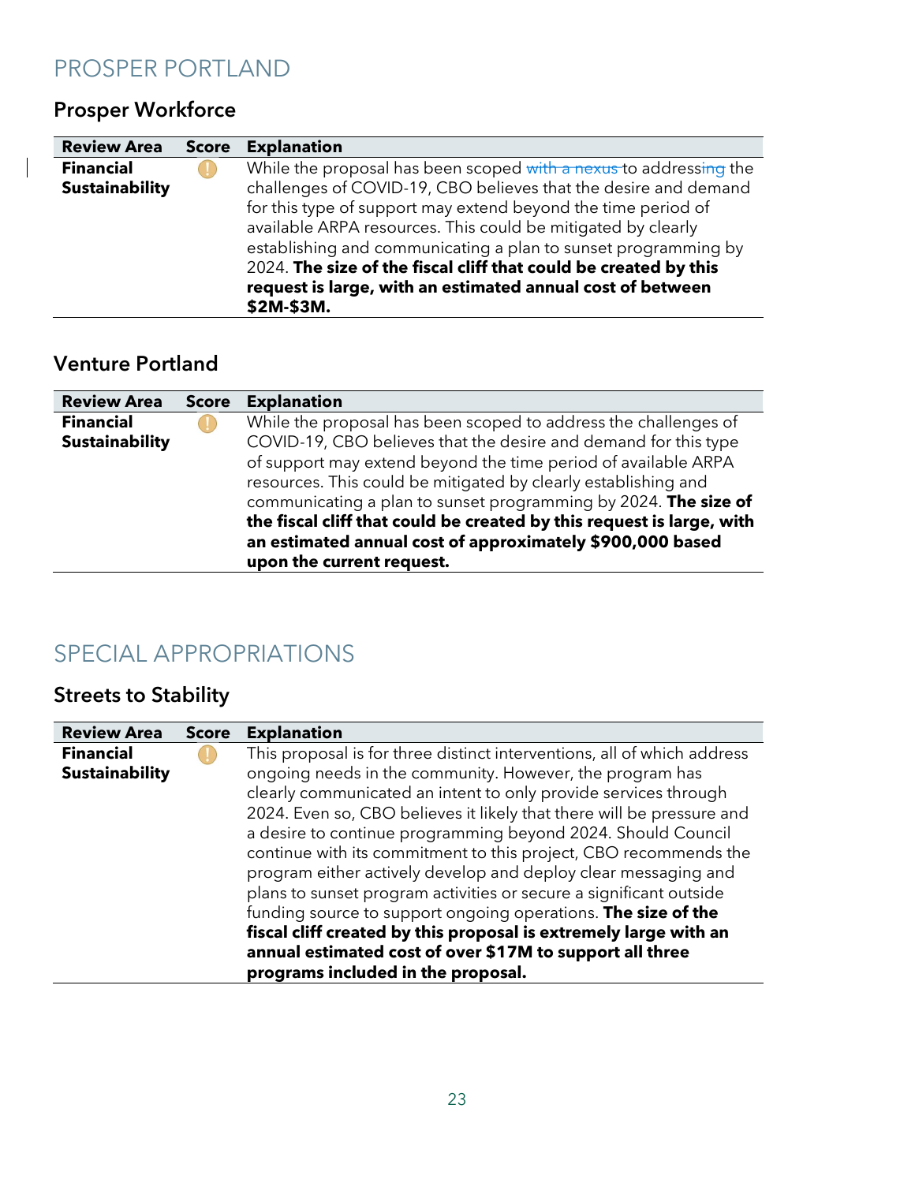# PROSPER PORTLAND

## Prosper Workforce

| Review Area | Score | Explanation |
|---|---|---|
| **Financial Sustainability** | ! | While the proposal has been scoped ~~with a nexus~~ to address~~ing~~ the challenges of COVID-19, CBO believes that the desire and demand for this type of support may extend beyond the time period of available ARPA resources. This could be mitigated by clearly establishing and communicating a plan to sunset programming by 2024. **The size of the fiscal cliff that could be created by this request is large, with an estimated annual cost of between $2M-$3M.** |

## Venture Portland

| Review Area | Score | Explanation |
|---|---|---|
| **Financial Sustainability** | ! | While the proposal has been scoped to address the challenges of COVID-19, CBO believes that the desire and demand for this type of support may extend beyond the time period of available ARPA resources. This could be mitigated by clearly establishing and communicating a plan to sunset programming by 2024. **The size of the fiscal cliff that could be created by this request is large, with an estimated annual cost of approximately $900,000 based upon the current request.** |

# SPECIAL APPROPRIATIONS

## Streets to Stability

| Review Area | Score | Explanation |
|---|---|---|
| **Financial Sustainability** | ! | This proposal is for three distinct interventions, all of which address ongoing needs in the community. However, the program has clearly communicated an intent to only provide services through 2024. Even so, CBO believes it likely that there will be pressure and a desire to continue programming beyond 2024. Should Council continue with its commitment to this project, CBO recommends the program either actively develop and deploy clear messaging and plans to sunset program activities or secure a significant outside funding source to support ongoing operations. **The size of the fiscal cliff created by this proposal is extremely large with an annual estimated cost of over $17M to support all three programs included in the proposal.** |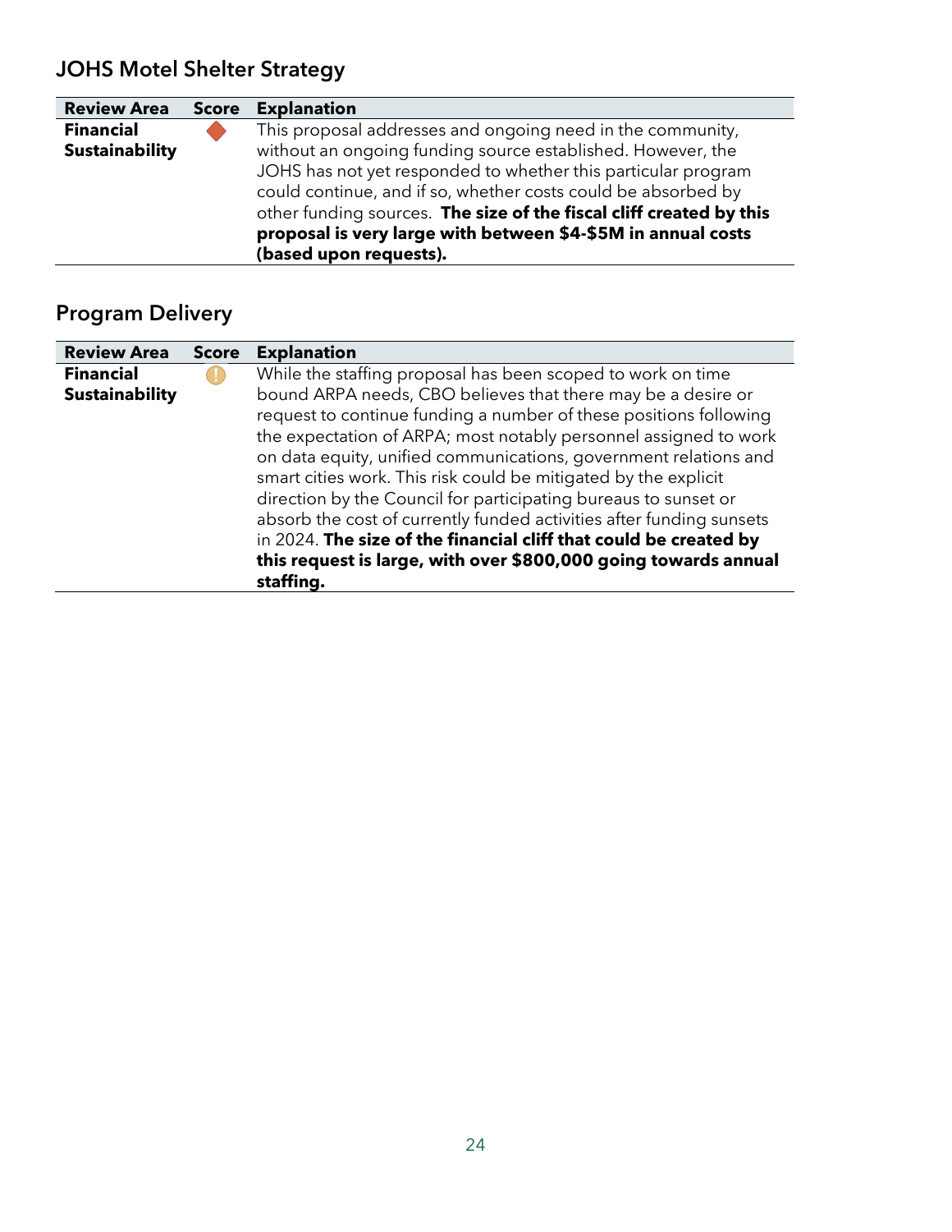## JOHS Motel Shelter Strategy

| Review Area | Score | Explanation |
| --- | --- | --- |
| **Financial Sustainability** | ◆ | This proposal addresses and ongoing need in the community, without an ongoing funding source established. However, the JOHS has not yet responded to whether this particular program could continue, and if so, whether costs could be absorbed by other funding sources. **The size of the fiscal cliff created by this proposal is very large with between $4-$5M in annual costs (based upon requests).** |

## Program Delivery

| Review Area | Score | Explanation |
| --- | --- | --- |
| **Financial Sustainability** | ! | While the staffing proposal has been scoped to work on time bound ARPA needs, CBO believes that there may be a desire or request to continue funding a number of these positions following the expectation of ARPA; most notably personnel assigned to work on data equity, unified communications, government relations and smart cities work. This risk could be mitigated by the explicit direction by the Council for participating bureaus to sunset or absorb the cost of currently funded activities after funding sunsets in 2024. **The size of the financial cliff that could be created by this request is large, with over $800,000 going towards annual staffing.** |